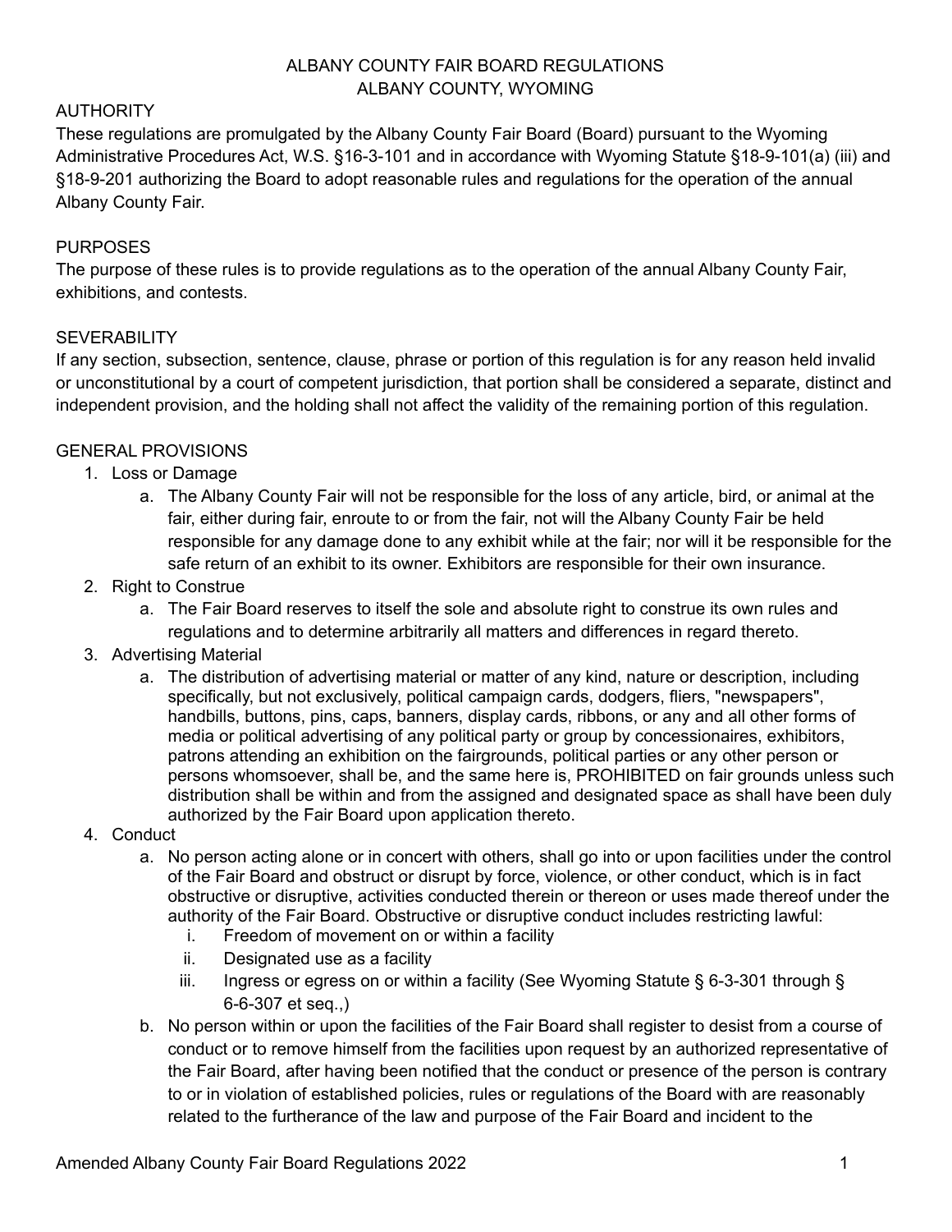# ALBANY COUNTY FAIR BOARD REGULATIONS
## ALBANY COUNTY, WYOMING

## AUTHORITY

These regulations are promulgated by the Albany County Fair Board (Board) pursuant to the Wyoming Administrative Procedures Act, W.S. §16-3-101 and in accordance with Wyoming Statute §18-9-101(a) (iii) and §18-9-201 authorizing the Board to adopt reasonable rules and regulations for the operation of the annual Albany County Fair.

## PURPOSES

The purpose of these rules is to provide regulations as to the operation of the annual Albany County Fair, exhibitions, and contests.

## SEVERABILITY

If any section, subsection, sentence, clause, phrase or portion of this regulation is for any reason held invalid or unconstitutional by a court of competent jurisdiction, that portion shall be considered a separate, distinct and independent provision, and the holding shall not affect the validity of the remaining portion of this regulation.

## GENERAL PROVISIONS

1. Loss or Damage
   a. The Albany County Fair will not be responsible for the loss of any article, bird, or animal at the fair, either during fair, enroute to or from the fair, not will the Albany County Fair be held responsible for any damage done to any exhibit while at the fair; nor will it be responsible for the safe return of an exhibit to its owner. Exhibitors are responsible for their own insurance.
2. Right to Construe
   a. The Fair Board reserves to itself the sole and absolute right to construe its own rules and regulations and to determine arbitrarily all matters and differences in regard thereto.
3. Advertising Material
   a. The distribution of advertising material or matter of any kind, nature or description, including specifically, but not exclusively, political campaign cards, dodgers, fliers, "newspapers", handbills, buttons, pins, caps, banners, display cards, ribbons, or any and all other forms of media or political advertising of any political party or group by concessionaires, exhibitors, patrons attending an exhibition on the fairgrounds, political parties or any other person or persons whomsoever, shall be, and the same here is, PROHIBITED on fair grounds unless such distribution shall be within and from the assigned and designated space as shall have been duly authorized by the Fair Board upon application thereto.
4. Conduct
   a. No person acting alone or in concert with others, shall go into or upon facilities under the control of the Fair Board and obstruct or disrupt by force, violence, or other conduct, which is in fact obstructive or disruptive, activities conducted therein or thereon or uses made thereof under the authority of the Fair Board. Obstructive or disruptive conduct includes restricting lawful:
      i. Freedom of movement on or within a facility
      ii. Designated use as a facility
      iii. Ingress or egress on or within a facility (See Wyoming Statute § 6-3-301 through § 6-6-307 et seq.,)
   b. No person within or upon the facilities of the Fair Board shall register to desist from a course of conduct or to remove himself from the facilities upon request by an authorized representative of the Fair Board, after having been notified that the conduct or presence of the person is contrary to or in violation of established policies, rules or regulations of the Board with are reasonably related to the furtherance of the law and purpose of the Fair Board and incident to the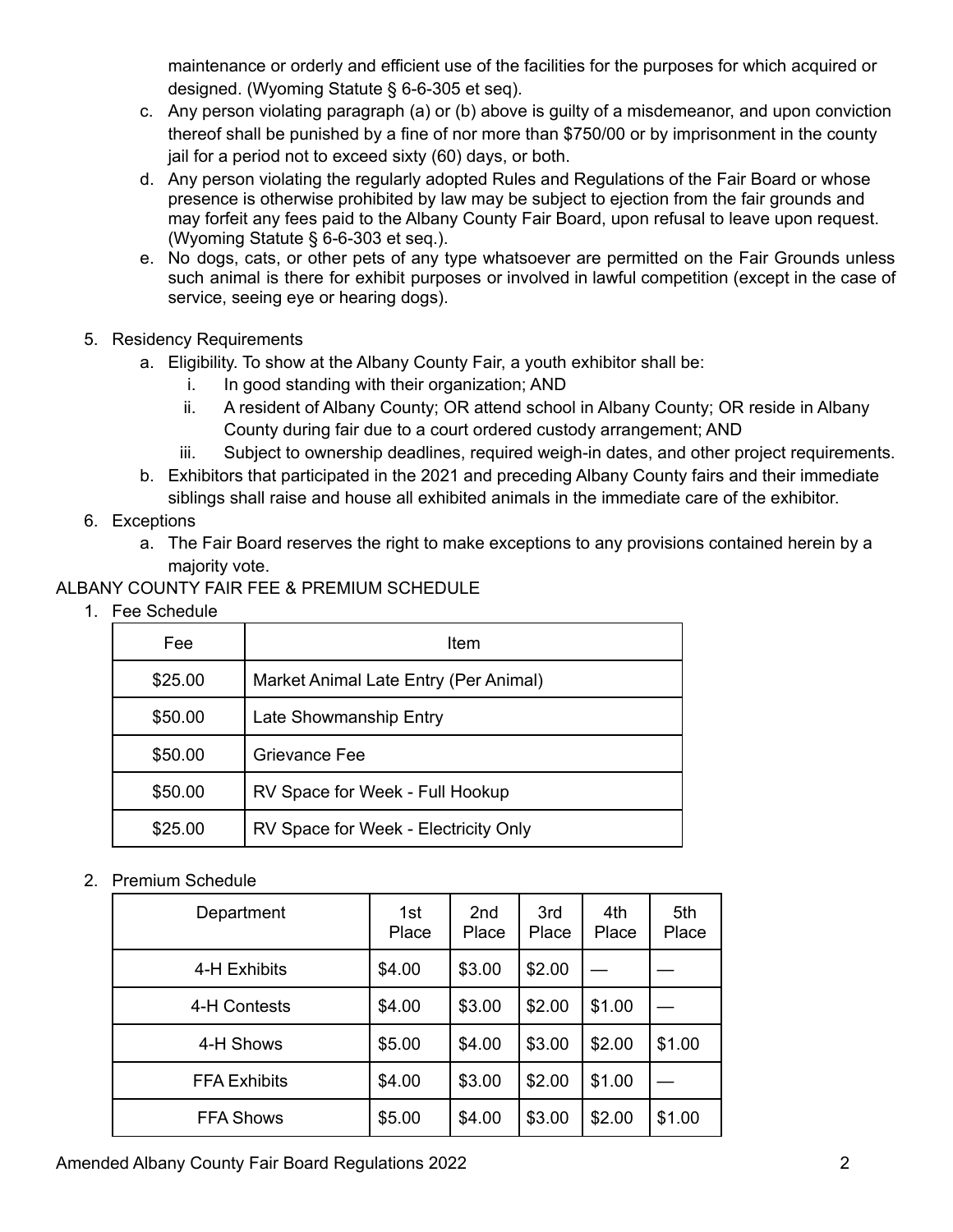maintenance or orderly and efficient use of the facilities for the purposes for which acquired or designed. (Wyoming Statute § 6-6-305 et seq).

c. Any person violating paragraph (a) or (b) above is guilty of a misdemeanor, and upon conviction thereof shall be punished by a fine of nor more than $750/00 or by imprisonment in the county jail for a period not to exceed sixty (60) days, or both.
d. Any person violating the regularly adopted Rules and Regulations of the Fair Board or whose presence is otherwise prohibited by law may be subject to ejection from the fair grounds and may forfeit any fees paid to the Albany County Fair Board, upon refusal to leave upon request. (Wyoming Statute § 6-6-303 et seq.).
e. No dogs, cats, or other pets of any type whatsoever are permitted on the Fair Grounds unless such animal is there for exhibit purposes or involved in lawful competition (except in the case of service, seeing eye or hearing dogs).

5. Residency Requirements
   a. Eligibility. To show at the Albany County Fair, a youth exhibitor shall be:
      i. In good standing with their organization; AND
      ii. A resident of Albany County; OR attend school in Albany County; OR reside in Albany County during fair due to a court ordered custody arrangement; AND
      iii. Subject to ownership deadlines, required weigh-in dates, and other project requirements.
   b. Exhibitors that participated in the 2021 and preceding Albany County fairs and their immediate siblings shall raise and house all exhibited animals in the immediate care of the exhibitor.
6. Exceptions
   a. The Fair Board reserves the right to make exceptions to any provisions contained herein by a majority vote.

ALBANY COUNTY FAIR FEE & PREMIUM SCHEDULE

1. Fee Schedule

| Fee | Item |
|---|---|
| $25.00 | Market Animal Late Entry (Per Animal) |
| $50.00 | Late Showmanship Entry |
| $50.00 | Grievance Fee |
| $50.00 | RV Space for Week - Full Hookup |
| $25.00 | RV Space for Week - Electricity Only |

2. Premium Schedule

| Department | 1st Place | 2nd Place | 3rd Place | 4th Place | 5th Place |
|---|---|---|---|---|---|
| 4-H Exhibits | $4.00 | $3.00 | $2.00 | — | — |
| 4-H Contests | $4.00 | $3.00 | $2.00 | $1.00 | — |
| 4-H Shows | $5.00 | $4.00 | $3.00 | $2.00 | $1.00 |
| FFA Exhibits | $4.00 | $3.00 | $2.00 | $1.00 | — |
| FFA Shows | $5.00 | $4.00 | $3.00 | $2.00 | $1.00 |

Amended Albany County Fair Board Regulations 2022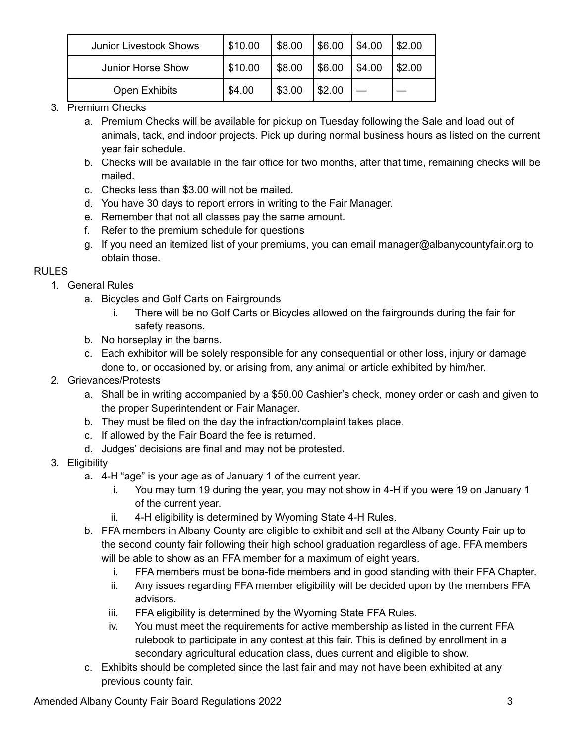| Junior Livestock Shows | $10.00 | $8.00 | $6.00 | $4.00 | $2.00 |
|---|---|---|---|---|---|
| Junior Horse Show | $10.00 | $8.00 | $6.00 | $4.00 | $2.00 |
| Open Exhibits | $4.00 | $3.00 | $2.00 | — | — |

3. Premium Checks
    a. Premium Checks will be available for pickup on Tuesday following the Sale and load out of animals, tack, and indoor projects. Pick up during normal business hours as listed on the current year fair schedule.
    b. Checks will be available in the fair office for two months, after that time, remaining checks will be mailed.
    c. Checks less than $3.00 will not be mailed.
    d. You have 30 days to report errors in writing to the Fair Manager.
    e. Remember that not all classes pay the same amount.
    f. Refer to the premium schedule for questions
    g. If you need an itemized list of your premiums, you can email manager@albanycountyfair.org to obtain those.

RULES

1. General Rules
    a. Bicycles and Golf Carts on Fairgrounds
        i. There will be no Golf Carts or Bicycles allowed on the fairgrounds during the fair for safety reasons.
    b. No horseplay in the barns.
    c. Each exhibitor will be solely responsible for any consequential or other loss, injury or damage done to, or occasioned by, or arising from, any animal or article exhibited by him/her.
2. Grievances/Protests
    a. Shall be in writing accompanied by a $50.00 Cashier's check, money order or cash and given to the proper Superintendent or Fair Manager.
    b. They must be filed on the day the infraction/complaint takes place.
    c. If allowed by the Fair Board the fee is returned.
    d. Judges' decisions are final and may not be protested.
3. Eligibility
    a. 4-H "age" is your age as of January 1 of the current year.
        i. You may turn 19 during the year, you may not show in 4-H if you were 19 on January 1 of the current year.
        ii. 4-H eligibility is determined by Wyoming State 4-H Rules.
    b. FFA members in Albany County are eligible to exhibit and sell at the Albany County Fair up to the second county fair following their high school graduation regardless of age. FFA members will be able to show as an FFA member for a maximum of eight years.
        i. FFA members must be bona-fide members and in good standing with their FFA Chapter.
        ii. Any issues regarding FFA member eligibility will be decided upon by the members FFA advisors.
        iii. FFA eligibility is determined by the Wyoming State FFA Rules.
        iv. You must meet the requirements for active membership as listed in the current FFA rulebook to participate in any contest at this fair. This is defined by enrollment in a secondary agricultural education class, dues current and eligible to show.
    c. Exhibits should be completed since the last fair and may not have been exhibited at any previous county fair.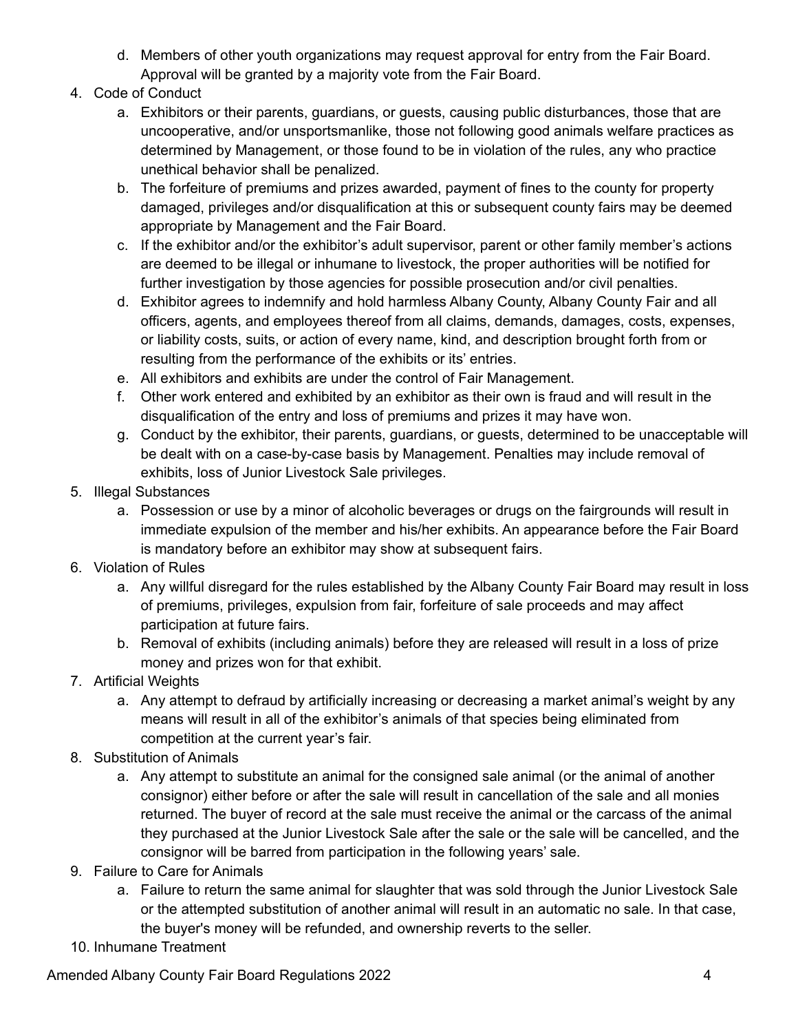d. Members of other youth organizations may request approval for entry from the Fair Board. Approval will be granted by a majority vote from the Fair Board.

4. Code of Conduct
   a. Exhibitors or their parents, guardians, or guests, causing public disturbances, those that are uncooperative, and/or unsportsmanlike, those not following good animals welfare practices as determined by Management, or those found to be in violation of the rules, any who practice unethical behavior shall be penalized.
   b. The forfeiture of premiums and prizes awarded, payment of fines to the county for property damaged, privileges and/or disqualification at this or subsequent county fairs may be deemed appropriate by Management and the Fair Board.
   c. If the exhibitor and/or the exhibitor's adult supervisor, parent or other family member's actions are deemed to be illegal or inhumane to livestock, the proper authorities will be notified for further investigation by those agencies for possible prosecution and/or civil penalties.
   d. Exhibitor agrees to indemnify and hold harmless Albany County, Albany County Fair and all officers, agents, and employees thereof from all claims, demands, damages, costs, expenses, or liability costs, suits, or action of every name, kind, and description brought forth from or resulting from the performance of the exhibits or its' entries.
   e. All exhibitors and exhibits are under the control of Fair Management.
   f. Other work entered and exhibited by an exhibitor as their own is fraud and will result in the disqualification of the entry and loss of premiums and prizes it may have won.
   g. Conduct by the exhibitor, their parents, guardians, or guests, determined to be unacceptable will be dealt with on a case-by-case basis by Management. Penalties may include removal of exhibits, loss of Junior Livestock Sale privileges.

5. Illegal Substances
   a. Possession or use by a minor of alcoholic beverages or drugs on the fairgrounds will result in immediate expulsion of the member and his/her exhibits. An appearance before the Fair Board is mandatory before an exhibitor may show at subsequent fairs.

6. Violation of Rules
   a. Any willful disregard for the rules established by the Albany County Fair Board may result in loss of premiums, privileges, expulsion from fair, forfeiture of sale proceeds and may affect participation at future fairs.
   b. Removal of exhibits (including animals) before they are released will result in a loss of prize money and prizes won for that exhibit.

7. Artificial Weights
   a. Any attempt to defraud by artificially increasing or decreasing a market animal's weight by any means will result in all of the exhibitor's animals of that species being eliminated from competition at the current year's fair.

8. Substitution of Animals
   a. Any attempt to substitute an animal for the consigned sale animal (or the animal of another consignor) either before or after the sale will result in cancellation of the sale and all monies returned. The buyer of record at the sale must receive the animal or the carcass of the animal they purchased at the Junior Livestock Sale after the sale or the sale will be cancelled, and the consignor will be barred from participation in the following years' sale.

9. Failure to Care for Animals
   a. Failure to return the same animal for slaughter that was sold through the Junior Livestock Sale or the attempted substitution of another animal will result in an automatic no sale. In that case, the buyer's money will be refunded, and ownership reverts to the seller.

10. Inhumane Treatment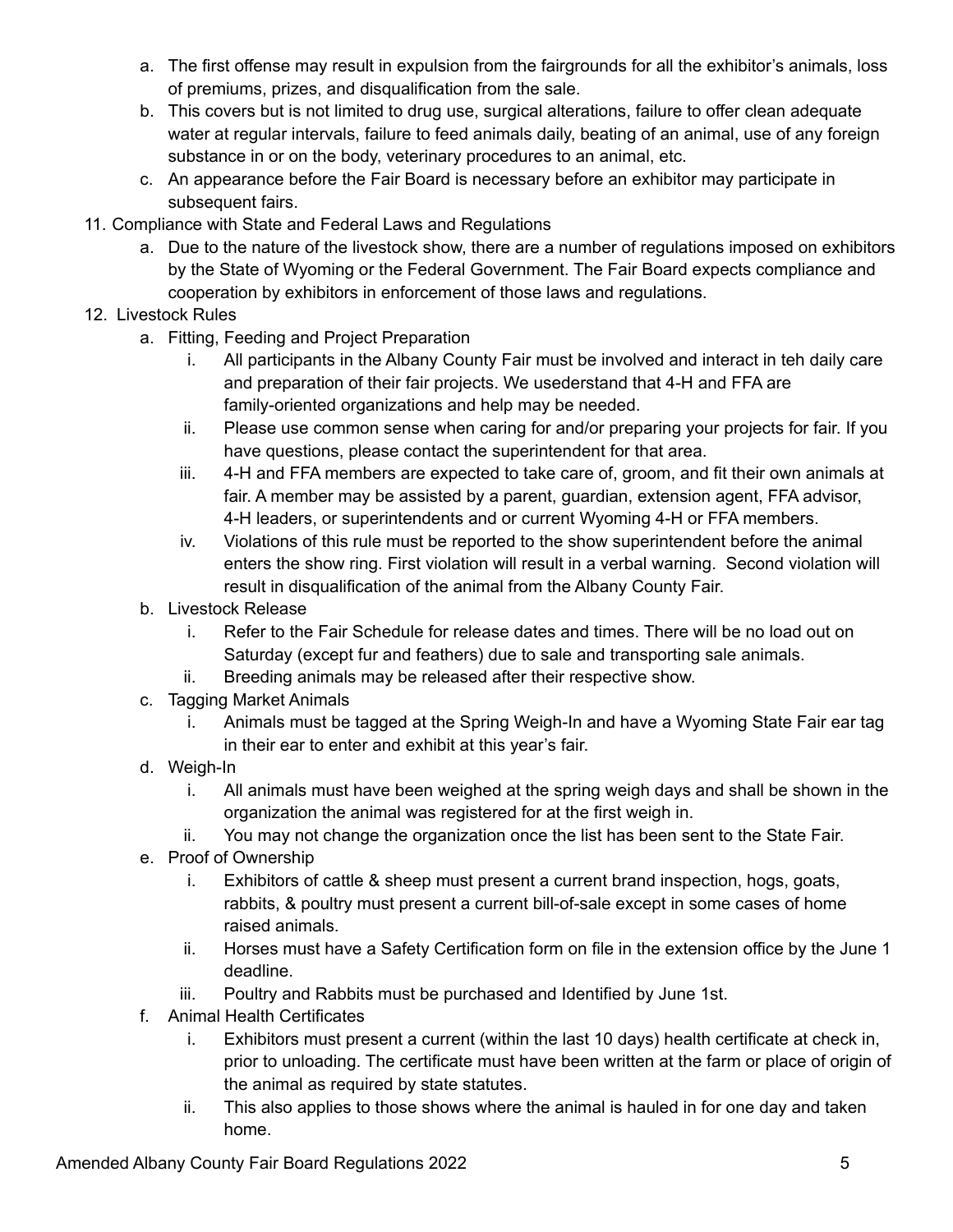a. The first offense may result in expulsion from the fairgrounds for all the exhibitor's animals, loss of premiums, prizes, and disqualification from the sale.
b. This covers but is not limited to drug use, surgical alterations, failure to offer clean adequate water at regular intervals, failure to feed animals daily, beating of an animal, use of any foreign substance in or on the body, veterinary procedures to an animal, etc.
c. An appearance before the Fair Board is necessary before an exhibitor may participate in subsequent fairs.

11. Compliance with State and Federal Laws and Regulations
    a. Due to the nature of the livestock show, there are a number of regulations imposed on exhibitors by the State of Wyoming or the Federal Government. The Fair Board expects compliance and cooperation by exhibitors in enforcement of those laws and regulations.
12. Livestock Rules
    a. Fitting, Feeding and Project Preparation
        i. All participants in the Albany County Fair must be involved and interact in teh daily care and preparation of their fair projects. We usederstand that 4-H and FFA are family-oriented organizations and help may be needed.
        ii. Please use common sense when caring for and/or preparing your projects for fair. If you have questions, please contact the superintendent for that area.
        iii. 4-H and FFA members are expected to take care of, groom, and fit their own animals at fair. A member may be assisted by a parent, guardian, extension agent, FFA advisor, 4-H leaders, or superintendents and or current Wyoming 4-H or FFA members.
        iv. Violations of this rule must be reported to the show superintendent before the animal enters the show ring. First violation will result in a verbal warning. Second violation will result in disqualification of the animal from the Albany County Fair.
    b. Livestock Release
        i. Refer to the Fair Schedule for release dates and times. There will be no load out on Saturday (except fur and feathers) due to sale and transporting sale animals.
        ii. Breeding animals may be released after their respective show.
    c. Tagging Market Animals
        i. Animals must be tagged at the Spring Weigh-In and have a Wyoming State Fair ear tag in their ear to enter and exhibit at this year's fair.
    d. Weigh-In
        i. All animals must have been weighed at the spring weigh days and shall be shown in the organization the animal was registered for at the first weigh in.
        ii. You may not change the organization once the list has been sent to the State Fair.
    e. Proof of Ownership
        i. Exhibitors of cattle & sheep must present a current brand inspection, hogs, goats, rabbits, & poultry must present a current bill-of-sale except in some cases of home raised animals.
        ii. Horses must have a Safety Certification form on file in the extension office by the June 1 deadline.
        iii. Poultry and Rabbits must be purchased and Identified by June 1st.
    f. Animal Health Certificates
        i. Exhibitors must present a current (within the last 10 days) health certificate at check in, prior to unloading. The certificate must have been written at the farm or place of origin of the animal as required by state statutes.
        ii. This also applies to those shows where the animal is hauled in for one day and taken home.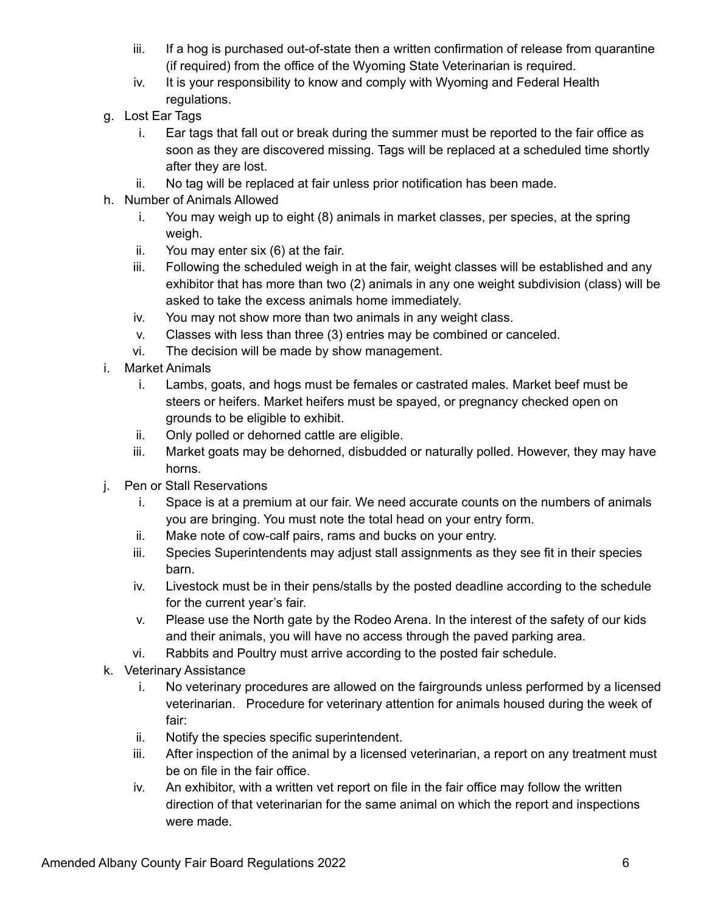iii. If a hog is purchased out-of-state then a written confirmation of release from quarantine (if required) from the office of the Wyoming State Veterinarian is required.
   iv. It is your responsibility to know and comply with Wyoming and Federal Health regulations.

g. Lost Ear Tags
   i. Ear tags that fall out or break during the summer must be reported to the fair office as soon as they are discovered missing. Tags will be replaced at a scheduled time shortly after they are lost.
   ii. No tag will be replaced at fair unless prior notification has been made.

h. Number of Animals Allowed
   i. You may weigh up to eight (8) animals in market classes, per species, at the spring weigh.
   ii. You may enter six (6) at the fair.
   iii. Following the scheduled weigh in at the fair, weight classes will be established and any exhibitor that has more than two (2) animals in any one weight subdivision (class) will be asked to take the excess animals home immediately.
   iv. You may not show more than two animals in any weight class.
   v. Classes with less than three (3) entries may be combined or canceled.
   vi. The decision will be made by show management.

i. Market Animals
   i. Lambs, goats, and hogs must be females or castrated males. Market beef must be steers or heifers. Market heifers must be spayed, or pregnancy checked open on grounds to be eligible to exhibit.
   ii. Only polled or dehorned cattle are eligible.
   iii. Market goats may be dehorned, disbudded or naturally polled. However, they may have horns.

j. Pen or Stall Reservations
   i. Space is at a premium at our fair. We need accurate counts on the numbers of animals you are bringing. You must note the total head on your entry form.
   ii. Make note of cow-calf pairs, rams and bucks on your entry.
   iii. Species Superintendents may adjust stall assignments as they see fit in their species barn.
   iv. Livestock must be in their pens/stalls by the posted deadline according to the schedule for the current year's fair.
   v. Please use the North gate by the Rodeo Arena. In the interest of the safety of our kids and their animals, you will have no access through the paved parking area.
   vi. Rabbits and Poultry must arrive according to the posted fair schedule.

k. Veterinary Assistance
   i. No veterinary procedures are allowed on the fairgrounds unless performed by a licensed veterinarian. Procedure for veterinary attention for animals housed during the week of fair:
   ii. Notify the species specific superintendent.
   iii. After inspection of the animal by a licensed veterinarian, a report on any treatment must be on file in the fair office.
   iv. An exhibitor, with a written vet report on file in the fair office may follow the written direction of that veterinarian for the same animal on which the report and inspections were made.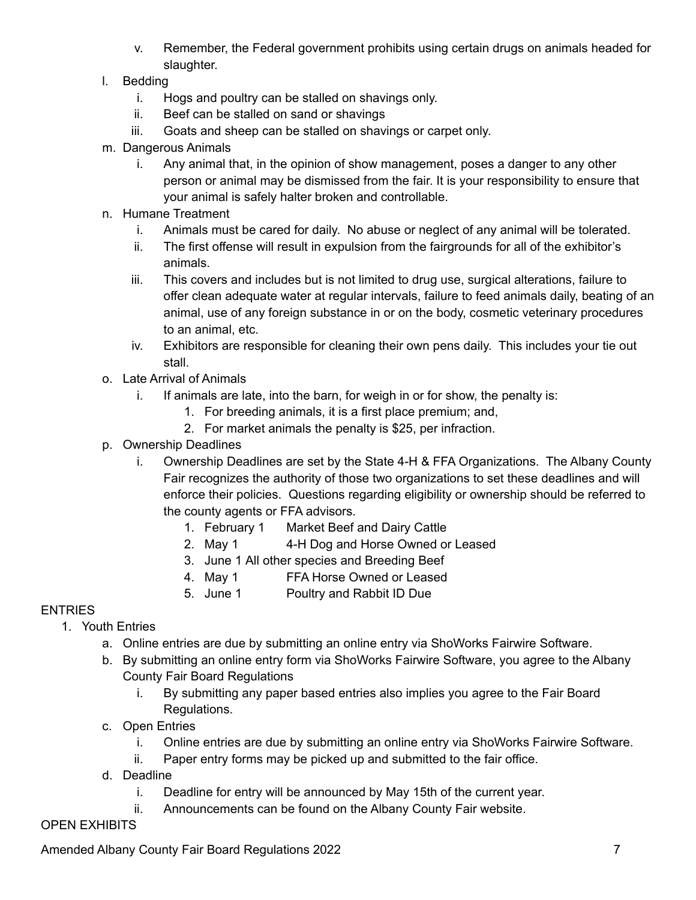- v. Remember, the Federal government prohibits using certain drugs on animals headed for slaughter.

- l. Bedding
   - i. Hogs and poultry can be stalled on shavings only.
   - ii. Beef can be stalled on sand or shavings
   - iii. Goats and sheep can be stalled on shavings or carpet only.
- m. Dangerous Animals
   - i. Any animal that, in the opinion of show management, poses a danger to any other person or animal may be dismissed from the fair. It is your responsibility to ensure that your animal is safely halter broken and controllable.
- n. Humane Treatment
   - i. Animals must be cared for daily. No abuse or neglect of any animal will be tolerated.
   - ii. The first offense will result in expulsion from the fairgrounds for all of the exhibitor's animals.
   - iii. This covers and includes but is not limited to drug use, surgical alterations, failure to offer clean adequate water at regular intervals, failure to feed animals daily, beating of an animal, use of any foreign substance in or on the body, cosmetic veterinary procedures to an animal, etc.
   - iv. Exhibitors are responsible for cleaning their own pens daily. This includes your tie out stall.
- o. Late Arrival of Animals
   - i. If animals are late, into the barn, for weigh in or for show, the penalty is:
      1. For breeding animals, it is a first place premium; and,
      2. For market animals the penalty is $25, per infraction.
- p. Ownership Deadlines
   - i. Ownership Deadlines are set by the State 4-H & FFA Organizations. The Albany County Fair recognizes the authority of those two organizations to set these deadlines and will enforce their policies. Questions regarding eligibility or ownership should be referred to the county agents or FFA advisors.
      1. February 1 Market Beef and Dairy Cattle
      2. May 1 4-H Dog and Horse Owned or Leased
      3. June 1 All other species and Breeding Beef
      4. May 1 FFA Horse Owned or Leased
      5. June 1 Poultry and Rabbit ID Due

ENTRIES

1. Youth Entries
   - a. Online entries are due by submitting an online entry via ShoWorks Fairwire Software.
   - b. By submitting an online entry form via ShoWorks Fairwire Software, you agree to the Albany County Fair Board Regulations
      - i. By submitting any paper based entries also implies you agree to the Fair Board Regulations.
   - c. Open Entries
      - i. Online entries are due by submitting an online entry via ShoWorks Fairwire Software.
      - ii. Paper entry forms may be picked up and submitted to the fair office.
   - d. Deadline
      - i. Deadline for entry will be announced by May 15th of the current year.
      - ii. Announcements can be found on the Albany County Fair website.

OPEN EXHIBITS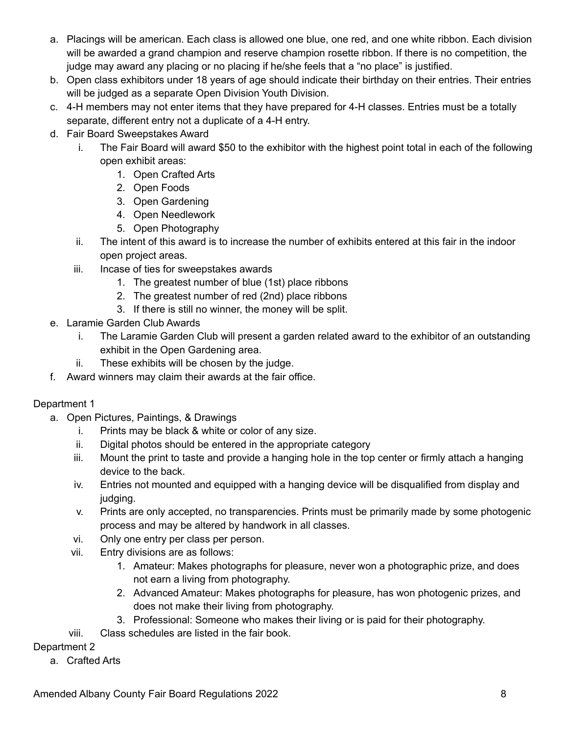a. Placings will be american. Each class is allowed one blue, one red, and one white ribbon. Each division will be awarded a grand champion and reserve champion rosette ribbon. If there is no competition, the judge may award any placing or no placing if he/she feels that a "no place" is justified.
b. Open class exhibitors under 18 years of age should indicate their birthday on their entries. Their entries will be judged as a separate Open Division Youth Division.
c. 4-H members may not enter items that they have prepared for 4-H classes. Entries must be a totally separate, different entry not a duplicate of a 4-H entry.
d. Fair Board Sweepstakes Award
    i. The Fair Board will award $50 to the exhibitor with the highest point total in each of the following open exhibit areas:
        1. Open Crafted Arts
        2. Open Foods
        3. Open Gardening
        4. Open Needlework
        5. Open Photography
    ii. The intent of this award is to increase the number of exhibits entered at this fair in the indoor open project areas.
    iii. Incase of ties for sweepstakes awards
        1. The greatest number of blue (1st) place ribbons
        2. The greatest number of red (2nd) place ribbons
        3. If there is still no winner, the money will be split.
e. Laramie Garden Club Awards
    i. The Laramie Garden Club will present a garden related award to the exhibitor of an outstanding exhibit in the Open Gardening area.
    ii. These exhibits will be chosen by the judge.
f. Award winners may claim their awards at the fair office.

Department 1

a. Open Pictures, Paintings, & Drawings
    i. Prints may be black & white or color of any size.
    ii. Digital photos should be entered in the appropriate category
    iii. Mount the print to taste and provide a hanging hole in the top center or firmly attach a hanging device to the back.
    iv. Entries not mounted and equipped with a hanging device will be disqualified from display and judging.
    v. Prints are only accepted, no transparencies. Prints must be primarily made by some photogenic process and may be altered by handwork in all classes.
    vi. Only one entry per class per person.
    vii. Entry divisions are as follows:
        1. Amateur: Makes photographs for pleasure, never won a photographic prize, and does not earn a living from photography.
        2. Advanced Amateur: Makes photographs for pleasure, has won photogenic prizes, and does not make their living from photography.
        3. Professional: Someone who makes their living or is paid for their photography.
    viii. Class schedules are listed in the fair book.

Department 2

a. Crafted Arts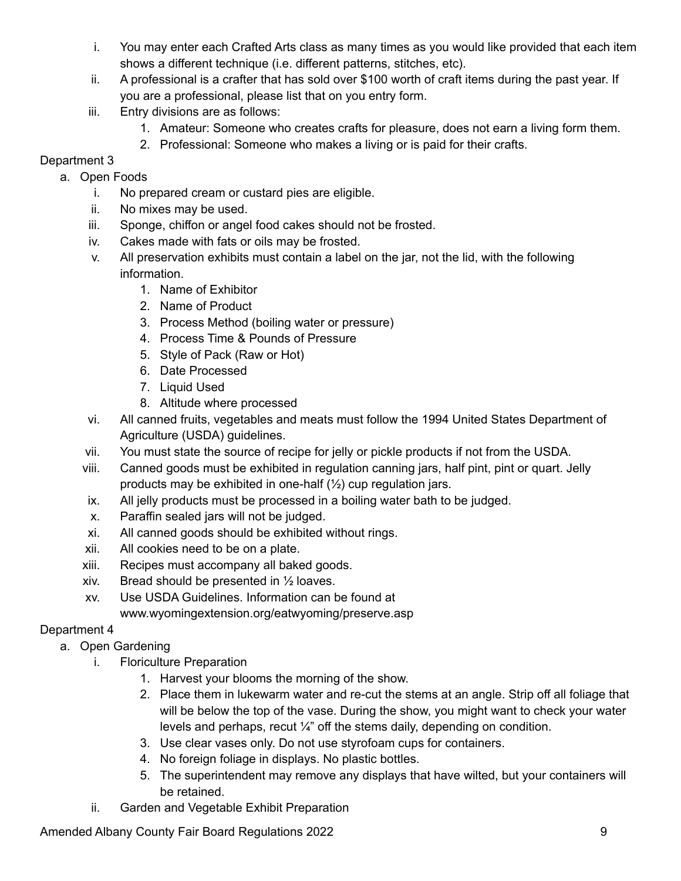i. You may enter each Crafted Arts class as many times as you would like provided that each item shows a different technique (i.e. different patterns, stitches, etc).
ii. A professional is a crafter that has sold over $100 worth of craft items during the past year. If you are a professional, please list that on you entry form.
iii. Entry divisions are as follows:
    1. Amateur: Someone who creates crafts for pleasure, does not earn a living form them.
    2. Professional: Someone who makes a living or is paid for their crafts.

Department 3

a. Open Foods
    i. No prepared cream or custard pies are eligible.
    ii. No mixes may be used.
    iii. Sponge, chiffon or angel food cakes should not be frosted.
    iv. Cakes made with fats or oils may be frosted.
    v. All preservation exhibits must contain a label on the jar, not the lid, with the following information.
        1. Name of Exhibitor
        2. Name of Product
        3. Process Method (boiling water or pressure)
        4. Process Time & Pounds of Pressure
        5. Style of Pack (Raw or Hot)
        6. Date Processed
        7. Liquid Used
        8. Altitude where processed
    vi. All canned fruits, vegetables and meats must follow the 1994 United States Department of Agriculture (USDA) guidelines.
    vii. You must state the source of recipe for jelly or pickle products if not from the USDA.
    viii. Canned goods must be exhibited in regulation canning jars, half pint, pint or quart. Jelly products may be exhibited in one-half (½) cup regulation jars.
    ix. All jelly products must be processed in a boiling water bath to be judged.
    x. Paraffin sealed jars will not be judged.
    xi. All canned goods should be exhibited without rings.
    xii. All cookies need to be on a plate.
    xiii. Recipes must accompany all baked goods.
    xiv. Bread should be presented in ½ loaves.
    xv. Use USDA Guidelines. Information can be found at www.wyomingextension.org/eatwyoming/preserve.asp

Department 4

a. Open Gardening
    i. Floriculture Preparation
        1. Harvest your blooms the morning of the show.
        2. Place them in lukewarm water and re-cut the stems at an angle. Strip off all foliage that will be below the top of the vase. During the show, you might want to check your water levels and perhaps, recut ¼" off the stems daily, depending on condition.
        3. Use clear vases only. Do not use styrofoam cups for containers.
        4. No foreign foliage in displays. No plastic bottles.
        5. The superintendent may remove any displays that have wilted, but your containers will be retained.
    ii. Garden and Vegetable Exhibit Preparation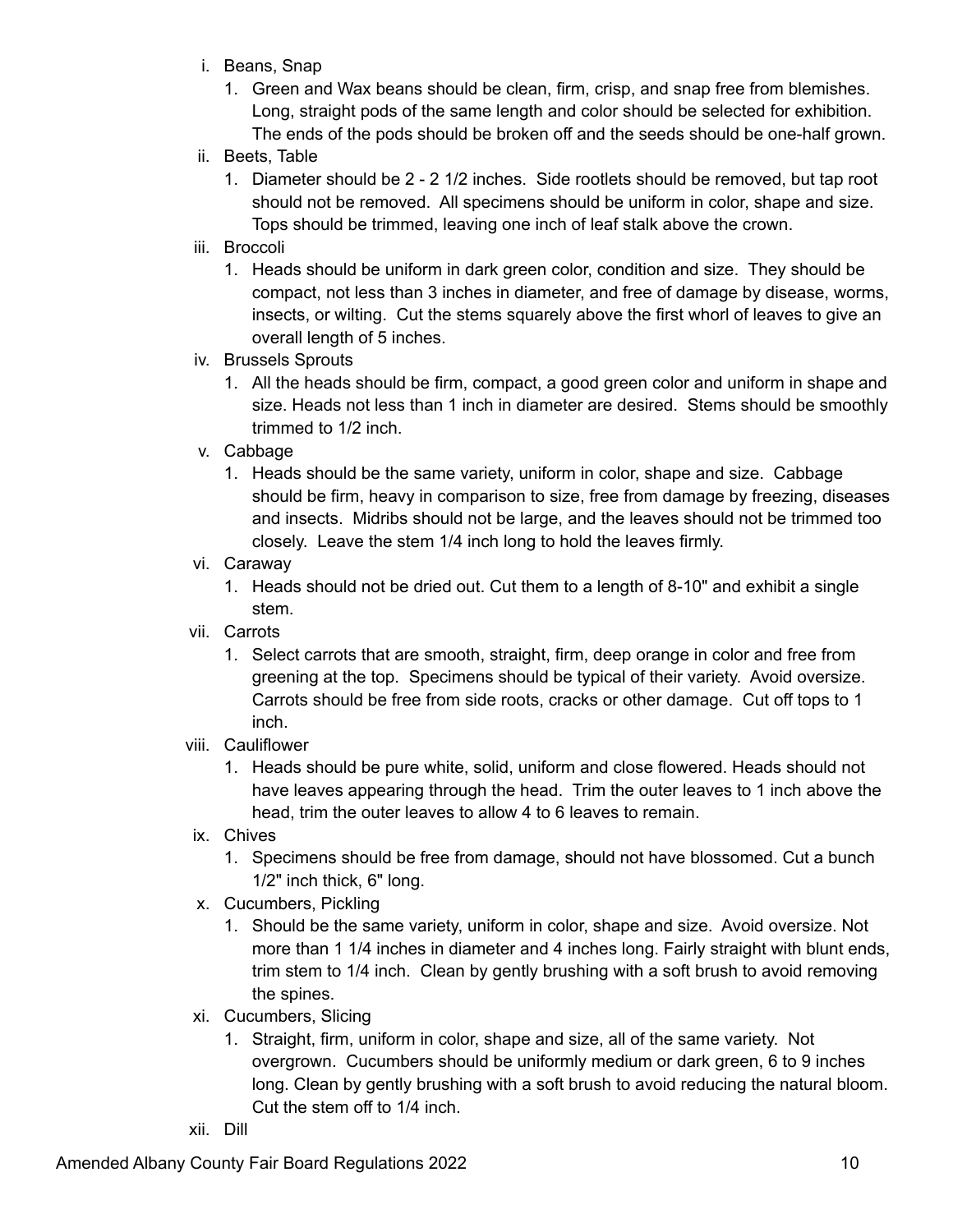i. Beans, Snap
   1. Green and Wax beans should be clean, firm, crisp, and snap free from blemishes. Long, straight pods of the same length and color should be selected for exhibition. The ends of the pods should be broken off and the seeds should be one-half grown.

ii. Beets, Table
   1. Diameter should be 2 - 2 1/2 inches. Side rootlets should be removed, but tap root should not be removed. All specimens should be uniform in color, shape and size. Tops should be trimmed, leaving one inch of leaf stalk above the crown.

iii. Broccoli
   1. Heads should be uniform in dark green color, condition and size. They should be compact, not less than 3 inches in diameter, and free of damage by disease, worms, insects, or wilting. Cut the stems squarely above the first whorl of leaves to give an overall length of 5 inches.

iv. Brussels Sprouts
   1. All the heads should be firm, compact, a good green color and uniform in shape and size. Heads not less than 1 inch in diameter are desired. Stems should be smoothly trimmed to 1/2 inch.

v. Cabbage
   1. Heads should be the same variety, uniform in color, shape and size. Cabbage should be firm, heavy in comparison to size, free from damage by freezing, diseases and insects. Midribs should not be large, and the leaves should not be trimmed too closely. Leave the stem 1/4 inch long to hold the leaves firmly.

vi. Caraway
   1. Heads should not be dried out. Cut them to a length of 8-10" and exhibit a single stem.

vii. Carrots
   1. Select carrots that are smooth, straight, firm, deep orange in color and free from greening at the top. Specimens should be typical of their variety. Avoid oversize. Carrots should be free from side roots, cracks or other damage. Cut off tops to 1 inch.

viii. Cauliflower
   1. Heads should be pure white, solid, uniform and close flowered. Heads should not have leaves appearing through the head. Trim the outer leaves to 1 inch above the head, trim the outer leaves to allow 4 to 6 leaves to remain.

ix. Chives
   1. Specimens should be free from damage, should not have blossomed. Cut a bunch 1/2" inch thick, 6" long.

x. Cucumbers, Pickling
   1. Should be the same variety, uniform in color, shape and size. Avoid oversize. Not more than 1 1/4 inches in diameter and 4 inches long. Fairly straight with blunt ends, trim stem to 1/4 inch. Clean by gently brushing with a soft brush to avoid removing the spines.

xi. Cucumbers, Slicing
   1. Straight, firm, uniform in color, shape and size, all of the same variety. Not overgrown. Cucumbers should be uniformly medium or dark green, 6 to 9 inches long. Clean by gently brushing with a soft brush to avoid reducing the natural bloom. Cut the stem off to 1/4 inch.

xii. Dill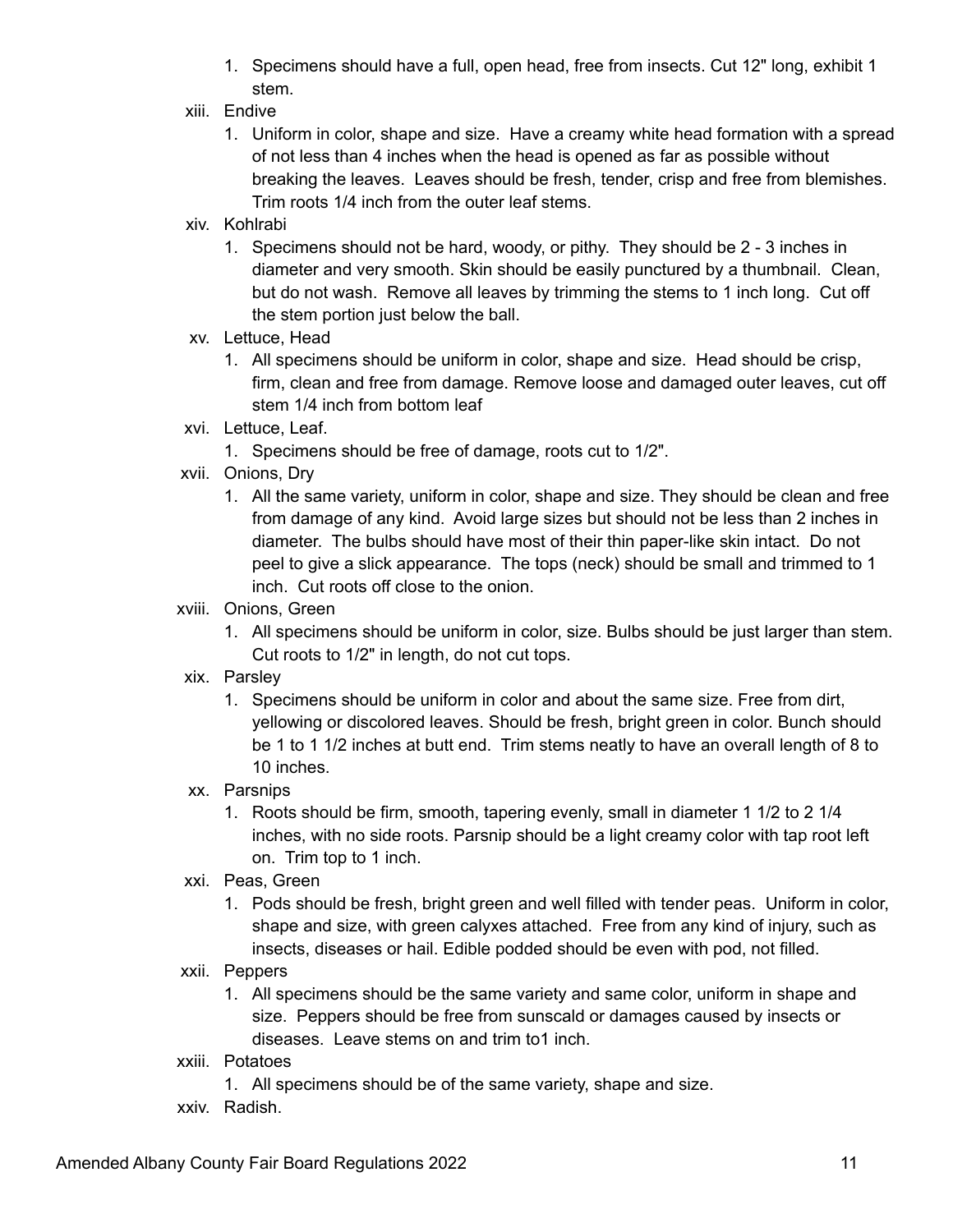1. Specimens should have a full, open head, free from insects. Cut 12" long, exhibit 1 stem.

xiii. Endive
   1. Uniform in color, shape and size. Have a creamy white head formation with a spread of not less than 4 inches when the head is opened as far as possible without breaking the leaves. Leaves should be fresh, tender, crisp and free from blemishes. Trim roots 1/4 inch from the outer leaf stems.

xiv. Kohlrabi
   1. Specimens should not be hard, woody, or pithy. They should be 2 - 3 inches in diameter and very smooth. Skin should be easily punctured by a thumbnail. Clean, but do not wash. Remove all leaves by trimming the stems to 1 inch long. Cut off the stem portion just below the ball.

xv. Lettuce, Head
   1. All specimens should be uniform in color, shape and size. Head should be crisp, firm, clean and free from damage. Remove loose and damaged outer leaves, cut off stem 1/4 inch from bottom leaf

xvi. Lettuce, Leaf.
   1. Specimens should be free of damage, roots cut to 1/2".

xvii. Onions, Dry
   1. All the same variety, uniform in color, shape and size. They should be clean and free from damage of any kind. Avoid large sizes but should not be less than 2 inches in diameter. The bulbs should have most of their thin paper-like skin intact. Do not peel to give a slick appearance. The tops (neck) should be small and trimmed to 1 inch. Cut roots off close to the onion.

xviii. Onions, Green
   1. All specimens should be uniform in color, size. Bulbs should be just larger than stem. Cut roots to 1/2" in length, do not cut tops.

xix. Parsley
   1. Specimens should be uniform in color and about the same size. Free from dirt, yellowing or discolored leaves. Should be fresh, bright green in color. Bunch should be 1 to 1 1/2 inches at butt end. Trim stems neatly to have an overall length of 8 to 10 inches.

xx. Parsnips
   1. Roots should be firm, smooth, tapering evenly, small in diameter 1 1/2 to 2 1/4 inches, with no side roots. Parsnip should be a light creamy color with tap root left on. Trim top to 1 inch.

xxi. Peas, Green
   1. Pods should be fresh, bright green and well filled with tender peas. Uniform in color, shape and size, with green calyxes attached. Free from any kind of injury, such as insects, diseases or hail. Edible podded should be even with pod, not filled.

xxii. Peppers
   1. All specimens should be the same variety and same color, uniform in shape and size. Peppers should be free from sunscald or damages caused by insects or diseases. Leave stems on and trim to1 inch.

xxiii. Potatoes
   1. All specimens should be of the same variety, shape and size.

xxiv. Radish.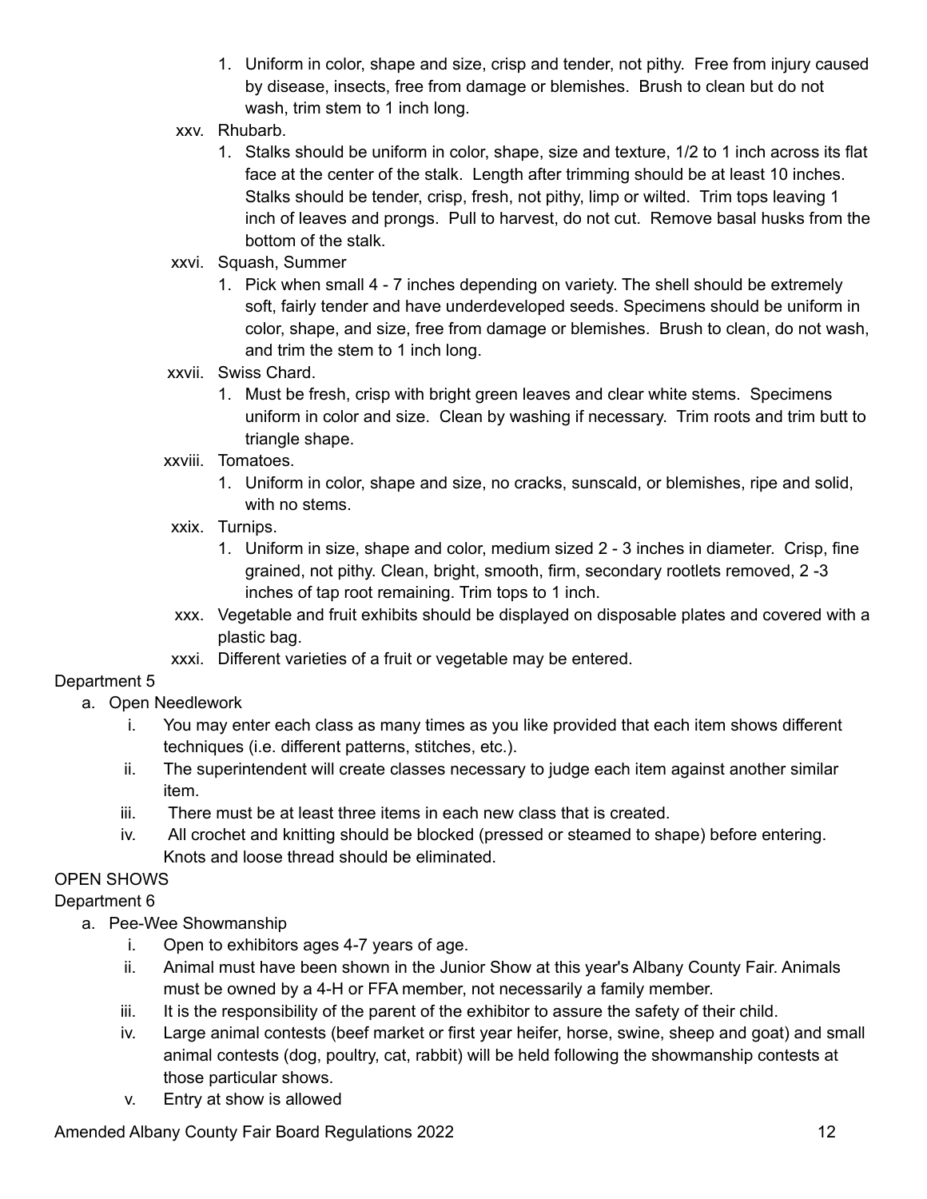1. Uniform in color, shape and size, crisp and tender, not pithy. Free from injury caused by disease, insects, free from damage or blemishes. Brush to clean but do not wash, trim stem to 1 inch long.

xxv. Rhubarb.

1. Stalks should be uniform in color, shape, size and texture, 1/2 to 1 inch across its flat face at the center of the stalk. Length after trimming should be at least 10 inches. Stalks should be tender, crisp, fresh, not pithy, limp or wilted. Trim tops leaving 1 inch of leaves and prongs. Pull to harvest, do not cut. Remove basal husks from the bottom of the stalk.

xxvi. Squash, Summer

1. Pick when small 4 - 7 inches depending on variety. The shell should be extremely soft, fairly tender and have underdeveloped seeds. Specimens should be uniform in color, shape, and size, free from damage or blemishes. Brush to clean, do not wash, and trim the stem to 1 inch long.

xxvii. Swiss Chard.

1. Must be fresh, crisp with bright green leaves and clear white stems. Specimens uniform in color and size. Clean by washing if necessary. Trim roots and trim butt to triangle shape.

xxviii. Tomatoes.

1. Uniform in color, shape and size, no cracks, sunscald, or blemishes, ripe and solid, with no stems.

xxix. Turnips.

1. Uniform in size, shape and color, medium sized 2 - 3 inches in diameter. Crisp, fine grained, not pithy. Clean, bright, smooth, firm, secondary rootlets removed, 2 -3 inches of tap root remaining. Trim tops to 1 inch.

xxx. Vegetable and fruit exhibits should be displayed on disposable plates and covered with a plastic bag.

xxxi. Different varieties of a fruit or vegetable may be entered.

Department 5

a. Open Needlework
   i. You may enter each class as many times as you like provided that each item shows different techniques (i.e. different patterns, stitches, etc.).
   ii. The superintendent will create classes necessary to judge each item against another similar item.
   iii. There must be at least three items in each new class that is created.
   iv. All crochet and knitting should be blocked (pressed or steamed to shape) before entering. Knots and loose thread should be eliminated.

OPEN SHOWS

Department 6

a. Pee-Wee Showmanship
   i. Open to exhibitors ages 4-7 years of age.
   ii. Animal must have been shown in the Junior Show at this year's Albany County Fair. Animals must be owned by a 4-H or FFA member, not necessarily a family member.
   iii. It is the responsibility of the parent of the exhibitor to assure the safety of their child.
   iv. Large animal contests (beef market or first year heifer, horse, swine, sheep and goat) and small animal contests (dog, poultry, cat, rabbit) will be held following the showmanship contests at those particular shows.
   v. Entry at show is allowed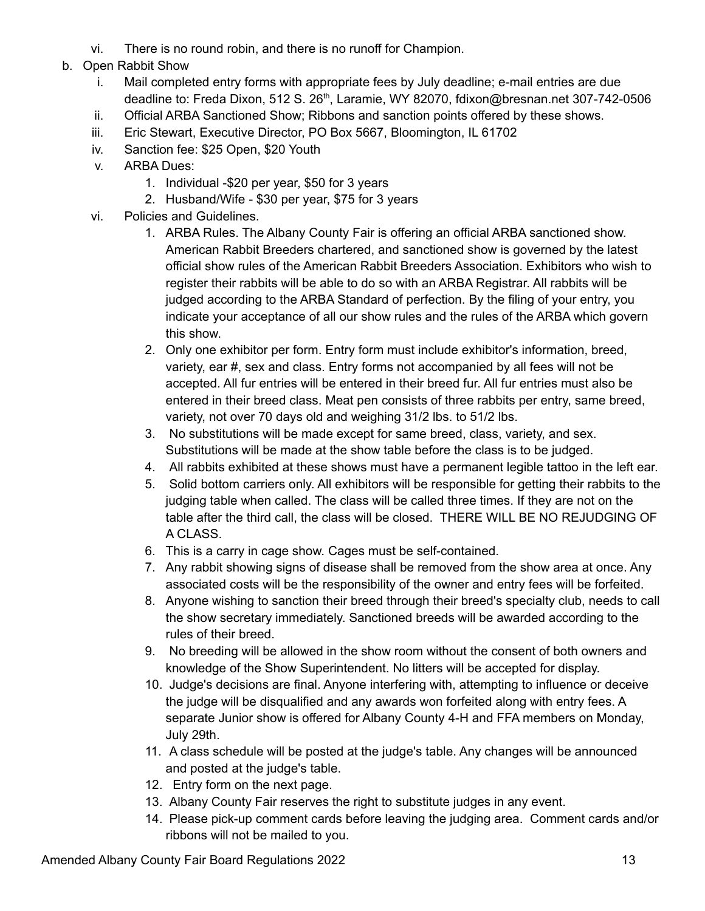vi. There is no round robin, and there is no runoff for Champion.

b. Open Rabbit Show

   i. Mail completed entry forms with appropriate fees by July deadline; e-mail entries are due deadline to: Freda Dixon, 512 S. 26th, Laramie, WY 82070, fdixon@bresnan.net 307-742-0506

   ii. Official ARBA Sanctioned Show; Ribbons and sanction points offered by these shows.

   iii. Eric Stewart, Executive Director, PO Box 5667, Bloomington, IL 61702

   iv. Sanction fee: $25 Open, $20 Youth

   v. ARBA Dues:

      1. Individual -$20 per year, $50 for 3 years
      2. Husband/Wife - $30 per year, $75 for 3 years

   vi. Policies and Guidelines.

      1. ARBA Rules. The Albany County Fair is offering an official ARBA sanctioned show. American Rabbit Breeders chartered, and sanctioned show is governed by the latest official show rules of the American Rabbit Breeders Association. Exhibitors who wish to register their rabbits will be able to do so with an ARBA Registrar. All rabbits will be judged according to the ARBA Standard of perfection. By the filing of your entry, you indicate your acceptance of all our show rules and the rules of the ARBA which govern this show.
      2. Only one exhibitor per form. Entry form must include exhibitor's information, breed, variety, ear #, sex and class. Entry forms not accompanied by all fees will not be accepted. All fur entries will be entered in their breed fur. All fur entries must also be entered in their breed class. Meat pen consists of three rabbits per entry, same breed, variety, not over 70 days old and weighing 31/2 lbs. to 51/2 lbs.
      3. No substitutions will be made except for same breed, class, variety, and sex. Substitutions will be made at the show table before the class is to be judged.
      4. All rabbits exhibited at these shows must have a permanent legible tattoo in the left ear.
      5. Solid bottom carriers only. All exhibitors will be responsible for getting their rabbits to the judging table when called. The class will be called three times. If they are not on the table after the third call, the class will be closed. THERE WILL BE NO REJUDGING OF A CLASS.
      6. This is a carry in cage show. Cages must be self-contained.
      7. Any rabbit showing signs of disease shall be removed from the show area at once. Any associated costs will be the responsibility of the owner and entry fees will be forfeited.
      8. Anyone wishing to sanction their breed through their breed's specialty club, needs to call the show secretary immediately. Sanctioned breeds will be awarded according to the rules of their breed.
      9. No breeding will be allowed in the show room without the consent of both owners and knowledge of the Show Superintendent. No litters will be accepted for display.
      10. Judge's decisions are final. Anyone interfering with, attempting to influence or deceive the judge will be disqualified and any awards won forfeited along with entry fees. A separate Junior show is offered for Albany County 4-H and FFA members on Monday, July 29th.
      11. A class schedule will be posted at the judge's table. Any changes will be announced and posted at the judge's table.
      12. Entry form on the next page.
      13. Albany County Fair reserves the right to substitute judges in any event.
      14. Please pick-up comment cards before leaving the judging area. Comment cards and/or ribbons will not be mailed to you.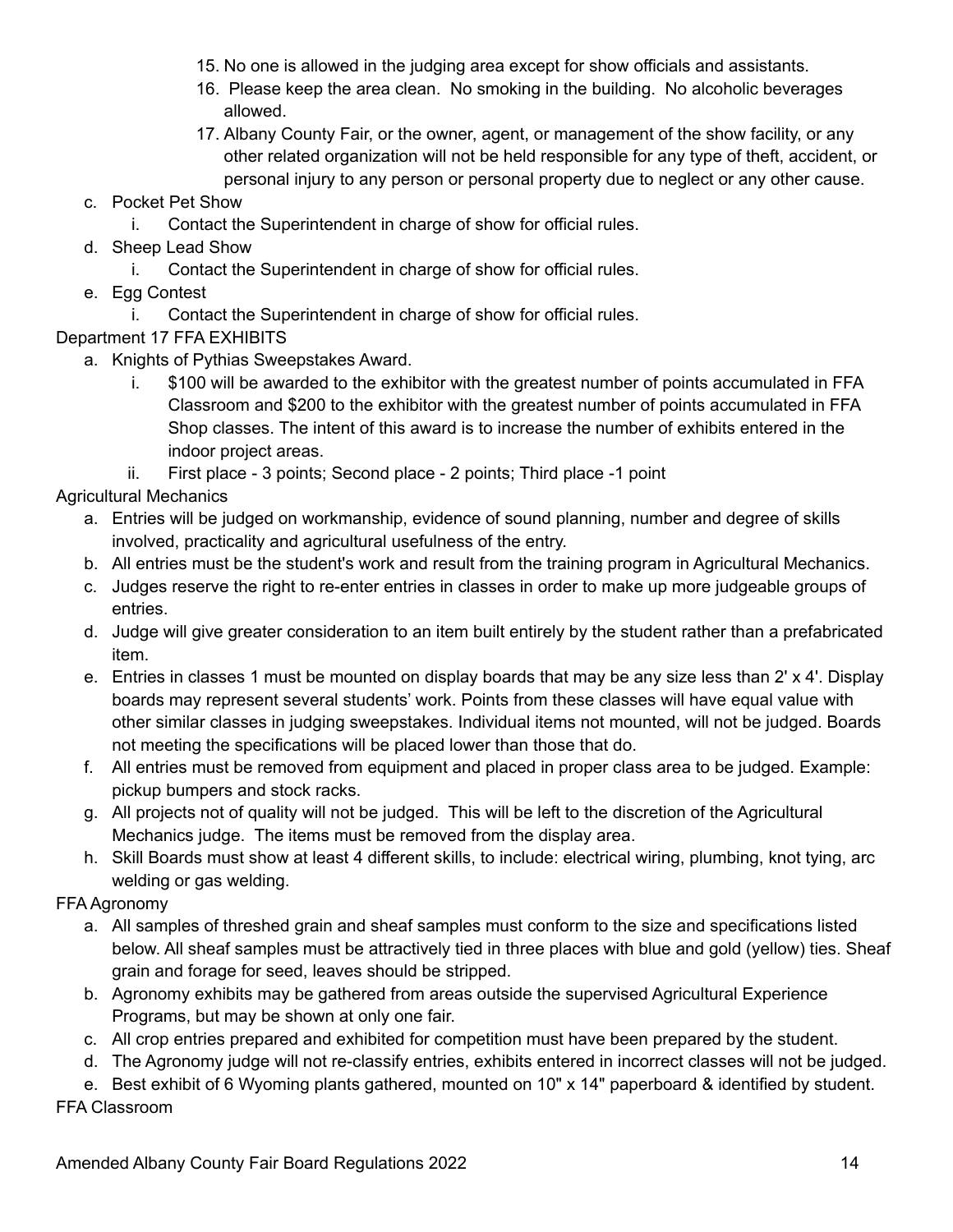15. No one is allowed in the judging area except for show officials and assistants.
16. Please keep the area clean. No smoking in the building. No alcoholic beverages allowed.
17. Albany County Fair, or the owner, agent, or management of the show facility, or any other related organization will not be held responsible for any type of theft, accident, or personal injury to any person or personal property due to neglect or any other cause.

c. Pocket Pet Show
    i. Contact the Superintendent in charge of show for official rules.

d. Sheep Lead Show
    i. Contact the Superintendent in charge of show for official rules.

e. Egg Contest
    i. Contact the Superintendent in charge of show for official rules.

Department 17 FFA EXHIBITS

a. Knights of Pythias Sweepstakes Award.
    i. $100 will be awarded to the exhibitor with the greatest number of points accumulated in FFA Classroom and $200 to the exhibitor with the greatest number of points accumulated in FFA Shop classes. The intent of this award is to increase the number of exhibits entered in the indoor project areas.
    ii. First place - 3 points; Second place - 2 points; Third place -1 point

Agricultural Mechanics

a. Entries will be judged on workmanship, evidence of sound planning, number and degree of skills involved, practicality and agricultural usefulness of the entry.
b. All entries must be the student's work and result from the training program in Agricultural Mechanics.
c. Judges reserve the right to re-enter entries in classes in order to make up more judgeable groups of entries.
d. Judge will give greater consideration to an item built entirely by the student rather than a prefabricated item.
e. Entries in classes 1 must be mounted on display boards that may be any size less than 2' x 4'. Display boards may represent several students' work. Points from these classes will have equal value with other similar classes in judging sweepstakes. Individual items not mounted, will not be judged. Boards not meeting the specifications will be placed lower than those that do.
f. All entries must be removed from equipment and placed in proper class area to be judged. Example: pickup bumpers and stock racks.
g. All projects not of quality will not be judged. This will be left to the discretion of the Agricultural Mechanics judge. The items must be removed from the display area.
h. Skill Boards must show at least 4 different skills, to include: electrical wiring, plumbing, knot tying, arc welding or gas welding.

FFA Agronomy

a. All samples of threshed grain and sheaf samples must conform to the size and specifications listed below. All sheaf samples must be attractively tied in three places with blue and gold (yellow) ties. Sheaf grain and forage for seed, leaves should be stripped.
b. Agronomy exhibits may be gathered from areas outside the supervised Agricultural Experience Programs, but may be shown at only one fair.
c. All crop entries prepared and exhibited for competition must have been prepared by the student.
d. The Agronomy judge will not re-classify entries, exhibits entered in incorrect classes will not be judged.
e. Best exhibit of 6 Wyoming plants gathered, mounted on 10" x 14" paperboard & identified by student.

FFA Classroom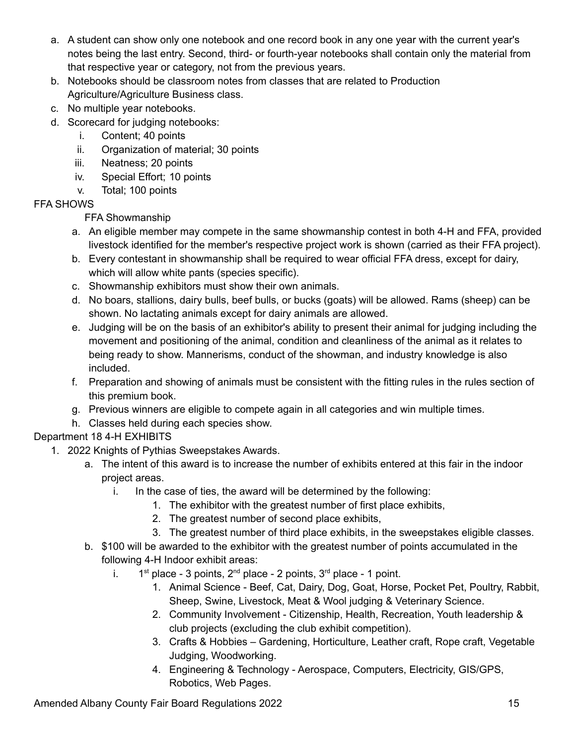a. A student can show only one notebook and one record book in any one year with the current year's notes being the last entry. Second, third- or fourth-year notebooks shall contain only the material from that respective year or category, not from the previous years.
b. Notebooks should be classroom notes from classes that are related to Production Agriculture/Agriculture Business class.
c. No multiple year notebooks.
d. Scorecard for judging notebooks:
    i. Content; 40 points
    ii. Organization of material; 30 points
    iii. Neatness; 20 points
    iv. Special Effort; 10 points
    v. Total; 100 points

FFA SHOWS

FFA Showmanship

a. An eligible member may compete in the same showmanship contest in both 4-H and FFA, provided livestock identified for the member's respective project work is shown (carried as their FFA project).
b. Every contestant in showmanship shall be required to wear official FFA dress, except for dairy, which will allow white pants (species specific).
c. Showmanship exhibitors must show their own animals.
d. No boars, stallions, dairy bulls, beef bulls, or bucks (goats) will be allowed. Rams (sheep) can be shown. No lactating animals except for dairy animals are allowed.
e. Judging will be on the basis of an exhibitor's ability to present their animal for judging including the movement and positioning of the animal, condition and cleanliness of the animal as it relates to being ready to show. Mannerisms, conduct of the showman, and industry knowledge is also included.
f. Preparation and showing of animals must be consistent with the fitting rules in the rules section of this premium book.
g. Previous winners are eligible to compete again in all categories and win multiple times.
h. Classes held during each species show.

Department 18 4-H EXHIBITS

1. 2022 Knights of Pythias Sweepstakes Awards.
    a. The intent of this award is to increase the number of exhibits entered at this fair in the indoor project areas.
        i. In the case of ties, the award will be determined by the following:
            1. The exhibitor with the greatest number of first place exhibits,
            2. The greatest number of second place exhibits,
            3. The greatest number of third place exhibits, in the sweepstakes eligible classes.
    b. $100 will be awarded to the exhibitor with the greatest number of points accumulated in the following 4-H Indoor exhibit areas:
        i. 1st place - 3 points, 2nd place - 2 points, 3rd place - 1 point.
            1. Animal Science - Beef, Cat, Dairy, Dog, Goat, Horse, Pocket Pet, Poultry, Rabbit, Sheep, Swine, Livestock, Meat & Wool judging & Veterinary Science.
            2. Community Involvement - Citizenship, Health, Recreation, Youth leadership & club projects (excluding the club exhibit competition).
            3. Crafts & Hobbies – Gardening, Horticulture, Leather craft, Rope craft, Vegetable Judging, Woodworking.
            4. Engineering & Technology - Aerospace, Computers, Electricity, GIS/GPS, Robotics, Web Pages.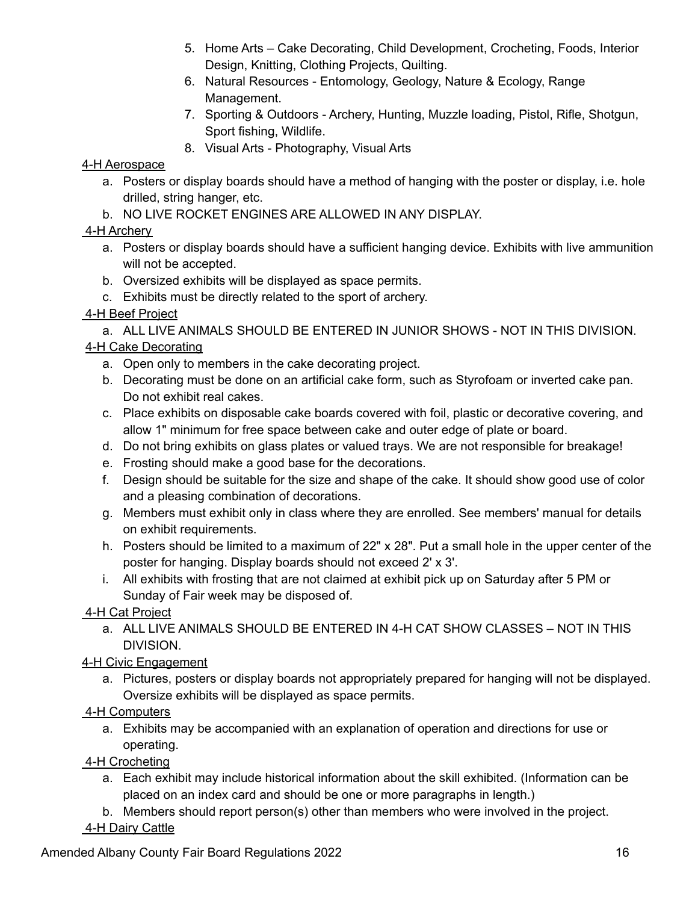5. Home Arts – Cake Decorating, Child Development, Crocheting, Foods, Interior Design, Knitting, Clothing Projects, Quilting.
6. Natural Resources - Entomology, Geology, Nature & Ecology, Range Management.
7. Sporting & Outdoors - Archery, Hunting, Muzzle loading, Pistol, Rifle, Shotgun, Sport fishing, Wildlife.
8. Visual Arts - Photography, Visual Arts

<u>4-H Aerospace</u>

a. Posters or display boards should have a method of hanging with the poster or display, i.e. hole drilled, string hanger, etc.
b. NO LIVE ROCKET ENGINES ARE ALLOWED IN ANY DISPLAY.

<u>4-H Archery</u>

a. Posters or display boards should have a sufficient hanging device. Exhibits with live ammunition will not be accepted.
b. Oversized exhibits will be displayed as space permits.
c. Exhibits must be directly related to the sport of archery.

<u>4-H Beef Project</u>

a. ALL LIVE ANIMALS SHOULD BE ENTERED IN JUNIOR SHOWS - NOT IN THIS DIVISION.

<u>4-H Cake Decorating</u>

a. Open only to members in the cake decorating project.
b. Decorating must be done on an artificial cake form, such as Styrofoam or inverted cake pan. Do not exhibit real cakes.
c. Place exhibits on disposable cake boards covered with foil, plastic or decorative covering, and allow 1" minimum for free space between cake and outer edge of plate or board.
d. Do not bring exhibits on glass plates or valued trays. We are not responsible for breakage!
e. Frosting should make a good base for the decorations.
f. Design should be suitable for the size and shape of the cake. It should show good use of color and a pleasing combination of decorations.
g. Members must exhibit only in class where they are enrolled. See members' manual for details on exhibit requirements.
h. Posters should be limited to a maximum of 22" x 28". Put a small hole in the upper center of the poster for hanging. Display boards should not exceed 2' x 3'.
i. All exhibits with frosting that are not claimed at exhibit pick up on Saturday after 5 PM or Sunday of Fair week may be disposed of.

<u>4-H Cat Project</u>

a. ALL LIVE ANIMALS SHOULD BE ENTERED IN 4-H CAT SHOW CLASSES – NOT IN THIS DIVISION.

<u>4-H Civic Engagement</u>

a. Pictures, posters or display boards not appropriately prepared for hanging will not be displayed. Oversize exhibits will be displayed as space permits.

<u>4-H Computers</u>

a. Exhibits may be accompanied with an explanation of operation and directions for use or operating.

<u>4-H Crocheting</u>

a. Each exhibit may include historical information about the skill exhibited. (Information can be placed on an index card and should be one or more paragraphs in length.)
b. Members should report person(s) other than members who were involved in the project.

<u>4-H Dairy Cattle</u>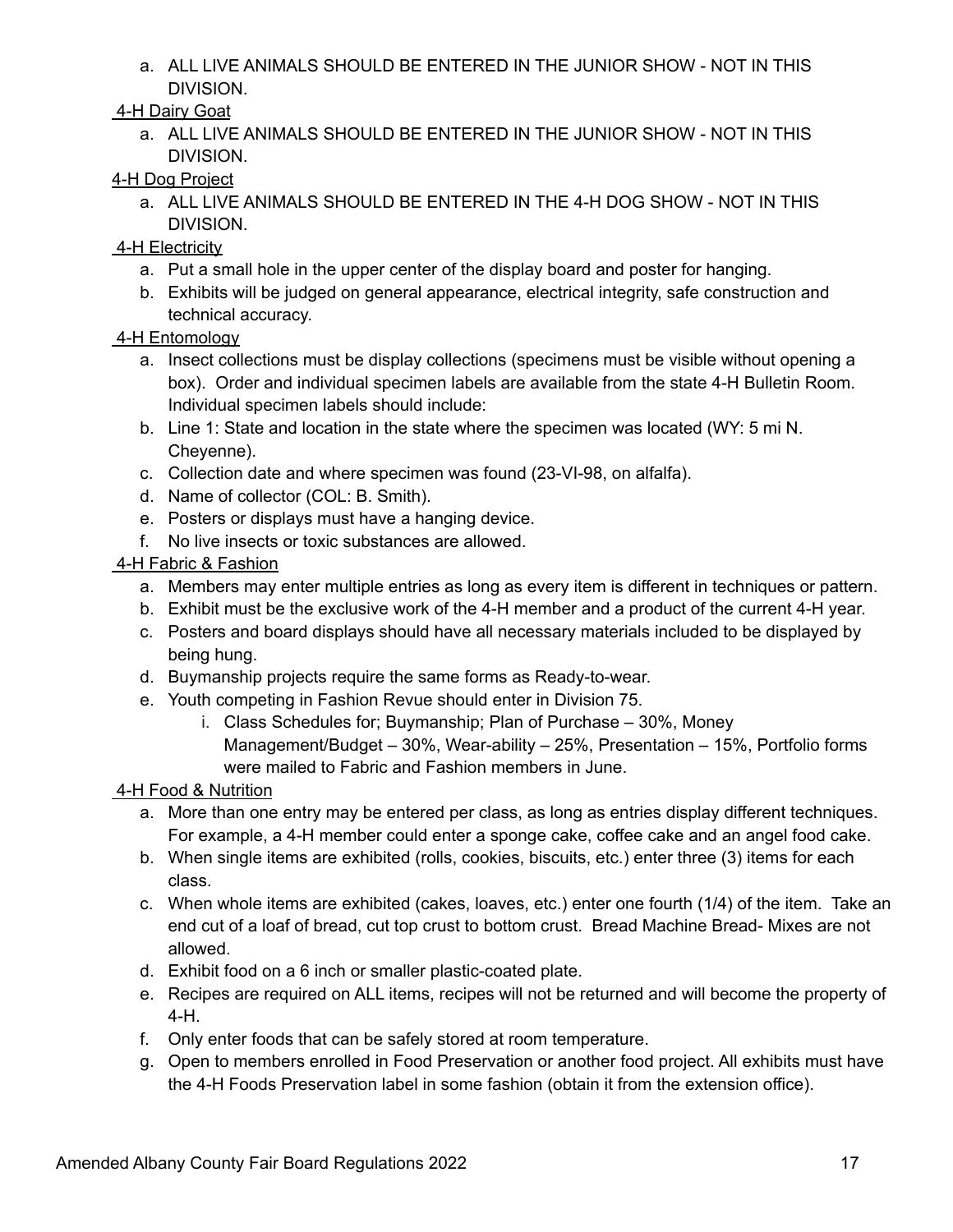a. ALL LIVE ANIMALS SHOULD BE ENTERED IN THE JUNIOR SHOW - NOT IN THIS DIVISION.

<u>4-H Dairy Goat</u>

a. ALL LIVE ANIMALS SHOULD BE ENTERED IN THE JUNIOR SHOW - NOT IN THIS DIVISION.

<u>4-H Dog Project</u>

a. ALL LIVE ANIMALS SHOULD BE ENTERED IN THE 4-H DOG SHOW - NOT IN THIS DIVISION.

<u>4-H Electricity</u>

a. Put a small hole in the upper center of the display board and poster for hanging.
b. Exhibits will be judged on general appearance, electrical integrity, safe construction and technical accuracy.

<u>4-H Entomology</u>

a. Insect collections must be display collections (specimens must be visible without opening a box). Order and individual specimen labels are available from the state 4-H Bulletin Room. Individual specimen labels should include:
b. Line 1: State and location in the state where the specimen was located (WY: 5 mi N. Cheyenne).
c. Collection date and where specimen was found (23-VI-98, on alfalfa).
d. Name of collector (COL: B. Smith).
e. Posters or displays must have a hanging device.
f. No live insects or toxic substances are allowed.

<u>4-H Fabric & Fashion</u>

a. Members may enter multiple entries as long as every item is different in techniques or pattern.
b. Exhibit must be the exclusive work of the 4-H member and a product of the current 4-H year.
c. Posters and board displays should have all necessary materials included to be displayed by being hung.
d. Buymanship projects require the same forms as Ready-to-wear.
e. Youth competing in Fashion Revue should enter in Division 75.
   i. Class Schedules for; Buymanship; Plan of Purchase – 30%, Money Management/Budget – 30%, Wear-ability – 25%, Presentation – 15%, Portfolio forms were mailed to Fabric and Fashion members in June.

<u>4-H Food & Nutrition</u>

a. More than one entry may be entered per class, as long as entries display different techniques. For example, a 4-H member could enter a sponge cake, coffee cake and an angel food cake.
b. When single items are exhibited (rolls, cookies, biscuits, etc.) enter three (3) items for each class.
c. When whole items are exhibited (cakes, loaves, etc.) enter one fourth (1/4) of the item. Take an end cut of a loaf of bread, cut top crust to bottom crust. Bread Machine Bread- Mixes are not allowed.
d. Exhibit food on a 6 inch or smaller plastic-coated plate.
e. Recipes are required on ALL items, recipes will not be returned and will become the property of 4-H.
f. Only enter foods that can be safely stored at room temperature.
g. Open to members enrolled in Food Preservation or another food project. All exhibits must have the 4-H Foods Preservation label in some fashion (obtain it from the extension office).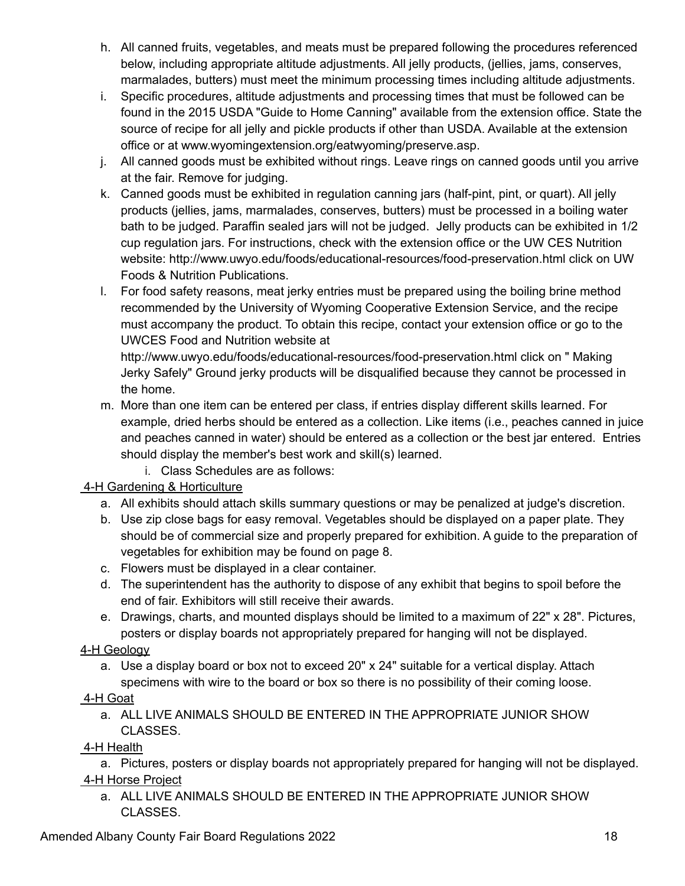h. All canned fruits, vegetables, and meats must be prepared following the procedures referenced below, including appropriate altitude adjustments. All jelly products, (jellies, jams, conserves, marmalades, butters) must meet the minimum processing times including altitude adjustments.
i. Specific procedures, altitude adjustments and processing times that must be followed can be found in the 2015 USDA "Guide to Home Canning" available from the extension office. State the source of recipe for all jelly and pickle products if other than USDA. Available at the extension office or at www.wyomingextension.org/eatwyoming/preserve.asp.
j. All canned goods must be exhibited without rings. Leave rings on canned goods until you arrive at the fair. Remove for judging.
k. Canned goods must be exhibited in regulation canning jars (half-pint, pint, or quart). All jelly products (jellies, jams, marmalades, conserves, butters) must be processed in a boiling water bath to be judged. Paraffin sealed jars will not be judged. Jelly products can be exhibited in 1/2 cup regulation jars. For instructions, check with the extension office or the UW CES Nutrition website: http://www.uwyo.edu/foods/educational-resources/food-preservation.html click on UW Foods & Nutrition Publications.
l. For food safety reasons, meat jerky entries must be prepared using the boiling brine method recommended by the University of Wyoming Cooperative Extension Service, and the recipe must accompany the product. To obtain this recipe, contact your extension office or go to the UWCES Food and Nutrition website at http://www.uwyo.edu/foods/educational-resources/food-preservation.html click on " Making Jerky Safely" Ground jerky products will be disqualified because they cannot be processed in the home.
m. More than one item can be entered per class, if entries display different skills learned. For example, dried herbs should be entered as a collection. Like items (i.e., peaches canned in juice and peaches canned in water) should be entered as a collection or the best jar entered. Entries should display the member's best work and skill(s) learned.
    i. Class Schedules are as follows:

4-H Gardening & Horticulture

a. All exhibits should attach skills summary questions or may be penalized at judge's discretion.
b. Use zip close bags for easy removal. Vegetables should be displayed on a paper plate. They should be of commercial size and properly prepared for exhibition. A guide to the preparation of vegetables for exhibition may be found on page 8.
c. Flowers must be displayed in a clear container.
d. The superintendent has the authority to dispose of any exhibit that begins to spoil before the end of fair. Exhibitors will still receive their awards.
e. Drawings, charts, and mounted displays should be limited to a maximum of 22" x 28". Pictures, posters or display boards not appropriately prepared for hanging will not be displayed.

4-H Geology

a. Use a display board or box not to exceed 20" x 24" suitable for a vertical display. Attach specimens with wire to the board or box so there is no possibility of their coming loose.

4-H Goat

a. ALL LIVE ANIMALS SHOULD BE ENTERED IN THE APPROPRIATE JUNIOR SHOW CLASSES.

4-H Health

a. Pictures, posters or display boards not appropriately prepared for hanging will not be displayed.

4-H Horse Project

a. ALL LIVE ANIMALS SHOULD BE ENTERED IN THE APPROPRIATE JUNIOR SHOW CLASSES.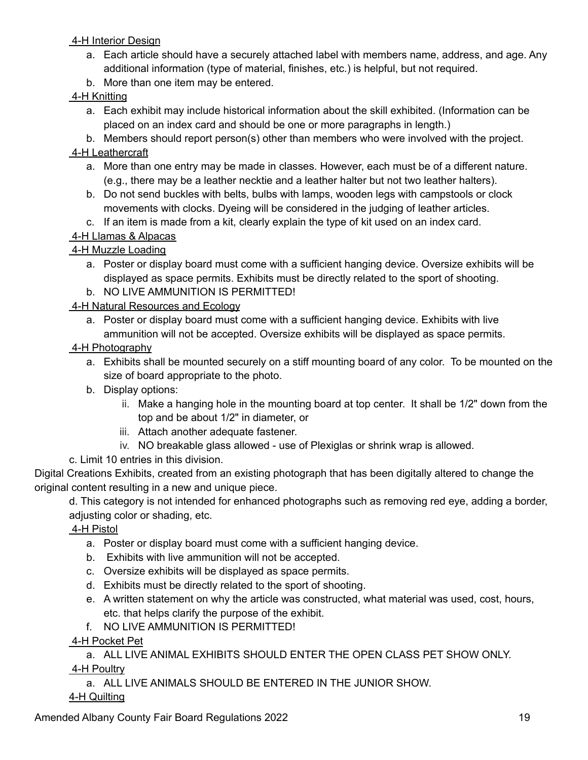4-H Interior Design

a. Each article should have a securely attached label with members name, address, and age. Any additional information (type of material, finishes, etc.) is helpful, but not required.
b. More than one item may be entered.

4-H Knitting

a. Each exhibit may include historical information about the skill exhibited. (Information can be placed on an index card and should be one or more paragraphs in length.)
b. Members should report person(s) other than members who were involved with the project.

4-H Leathercraft

a. More than one entry may be made in classes. However, each must be of a different nature. (e.g., there may be a leather necktie and a leather halter but not two leather halters).
b. Do not send buckles with belts, bulbs with lamps, wooden legs with campstools or clock movements with clocks. Dyeing will be considered in the judging of leather articles.
c. If an item is made from a kit, clearly explain the type of kit used on an index card.

4-H Llamas & Alpacas

4-H Muzzle Loading

a. Poster or display board must come with a sufficient hanging device. Oversize exhibits will be displayed as space permits. Exhibits must be directly related to the sport of shooting.
b. NO LIVE AMMUNITION IS PERMITTED!

4-H Natural Resources and Ecology

a. Poster or display board must come with a sufficient hanging device. Exhibits with live ammunition will not be accepted. Oversize exhibits will be displayed as space permits.

4-H Photography

a. Exhibits shall be mounted securely on a stiff mounting board of any color. To be mounted on the size of board appropriate to the photo.
b. Display options:
   ii. Make a hanging hole in the mounting board at top center. It shall be 1/2" down from the top and be about 1/2" in diameter, or
   iii. Attach another adequate fastener.
   iv. NO breakable glass allowed - use of Plexiglas or shrink wrap is allowed.

c. Limit 10 entries in this division.

Digital Creations Exhibits, created from an existing photograph that has been digitally altered to change the original content resulting in a new and unique piece.

d. This category is not intended for enhanced photographs such as removing red eye, adding a border, adjusting color or shading, etc.

4-H Pistol

a. Poster or display board must come with a sufficient hanging device.
b. Exhibits with live ammunition will not be accepted.
c. Oversize exhibits will be displayed as space permits.
d. Exhibits must be directly related to the sport of shooting.
e. A written statement on why the article was constructed, what material was used, cost, hours, etc. that helps clarify the purpose of the exhibit.
f. NO LIVE AMMUNITION IS PERMITTED!

4-H Pocket Pet

a. ALL LIVE ANIMAL EXHIBITS SHOULD ENTER THE OPEN CLASS PET SHOW ONLY.

4-H Poultry

a. ALL LIVE ANIMALS SHOULD BE ENTERED IN THE JUNIOR SHOW.

4-H Quilting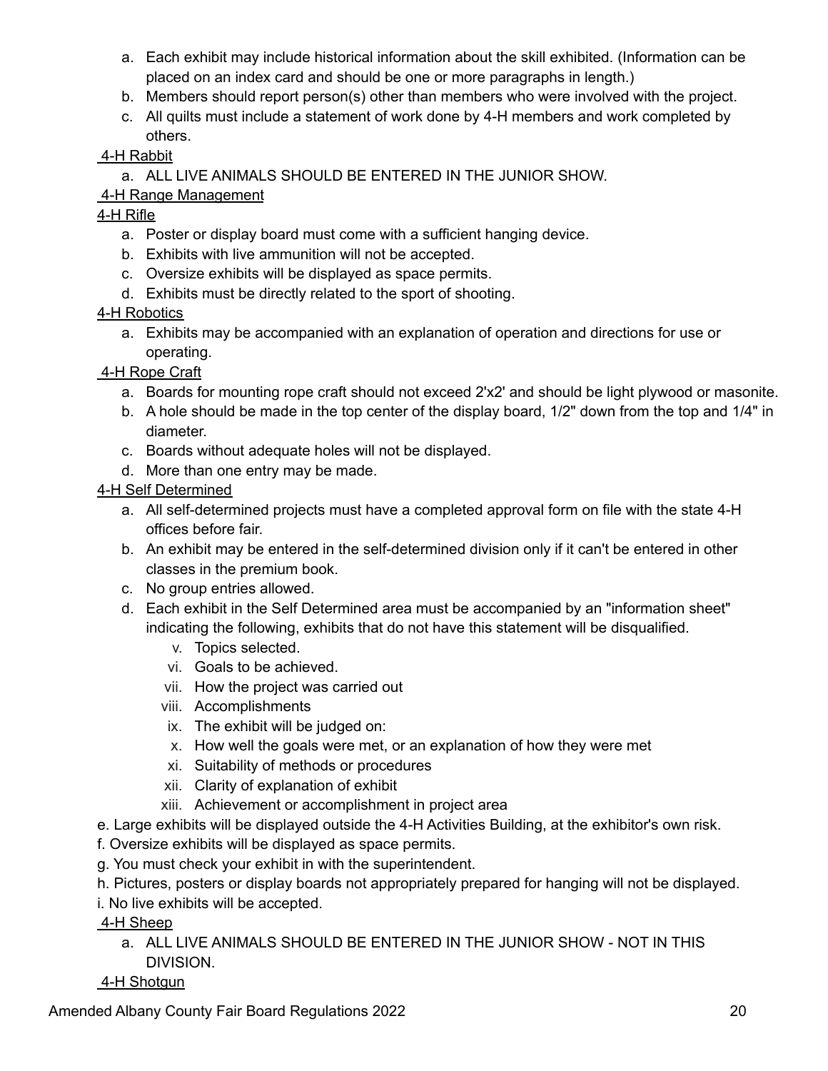a. Each exhibit may include historical information about the skill exhibited. (Information can be placed on an index card and should be one or more paragraphs in length.)
b. Members should report person(s) other than members who were involved with the project.
c. All quilts must include a statement of work done by 4-H members and work completed by others.

4-H Rabbit

a. ALL LIVE ANIMALS SHOULD BE ENTERED IN THE JUNIOR SHOW.

4-H Range Management

4-H Rifle

a. Poster or display board must come with a sufficient hanging device.
b. Exhibits with live ammunition will not be accepted.
c. Oversize exhibits will be displayed as space permits.
d. Exhibits must be directly related to the sport of shooting.

4-H Robotics

a. Exhibits may be accompanied with an explanation of operation and directions for use or operating.

4-H Rope Craft

a. Boards for mounting rope craft should not exceed 2'x2' and should be light plywood or masonite.
b. A hole should be made in the top center of the display board, 1/2" down from the top and 1/4" in diameter.
c. Boards without adequate holes will not be displayed.
d. More than one entry may be made.

4-H Self Determined

a. All self-determined projects must have a completed approval form on file with the state 4-H offices before fair.
b. An exhibit may be entered in the self-determined division only if it can't be entered in other classes in the premium book.
c. No group entries allowed.
d. Each exhibit in the Self Determined area must be accompanied by an "information sheet" indicating the following, exhibits that do not have this statement will be disqualified.
   - v. Topics selected.
   - vi. Goals to be achieved.
   - vii. How the project was carried out
   - viii. Accomplishments
   - ix. The exhibit will be judged on:
   - x. How well the goals were met, or an explanation of how they were met
   - xi. Suitability of methods or procedures
   - xii. Clarity of explanation of exhibit
   - xiii. Achievement or accomplishment in project area

e. Large exhibits will be displayed outside the 4-H Activities Building, at the exhibitor's own risk.
f. Oversize exhibits will be displayed as space permits.
g. You must check your exhibit in with the superintendent.
h. Pictures, posters or display boards not appropriately prepared for hanging will not be displayed.
i. No live exhibits will be accepted.

4-H Sheep

a. ALL LIVE ANIMALS SHOULD BE ENTERED IN THE JUNIOR SHOW - NOT IN THIS DIVISION.

4-H Shotgun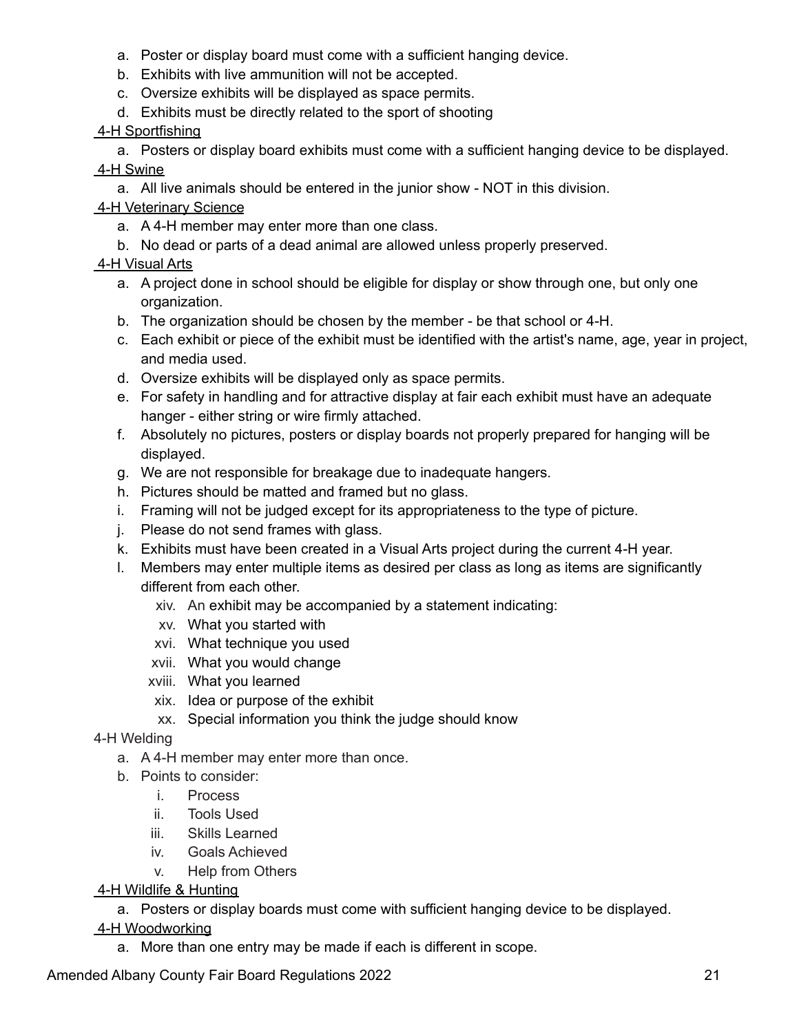a. Poster or display board must come with a sufficient hanging device.
b. Exhibits with live ammunition will not be accepted.
c. Oversize exhibits will be displayed as space permits.
d. Exhibits must be directly related to the sport of shooting

4-H Sportfishing

a. Posters or display board exhibits must come with a sufficient hanging device to be displayed.

4-H Swine

a. All live animals should be entered in the junior show - NOT in this division.

4-H Veterinary Science

a. A 4-H member may enter more than one class.
b. No dead or parts of a dead animal are allowed unless properly preserved.

4-H Visual Arts

a. A project done in school should be eligible for display or show through one, but only one organization.
b. The organization should be chosen by the member - be that school or 4-H.
c. Each exhibit or piece of the exhibit must be identified with the artist's name, age, year in project, and media used.
d. Oversize exhibits will be displayed only as space permits.
e. For safety in handling and for attractive display at fair each exhibit must have an adequate hanger - either string or wire firmly attached.
f. Absolutely no pictures, posters or display boards not properly prepared for hanging will be displayed.
g. We are not responsible for breakage due to inadequate hangers.
h. Pictures should be matted and framed but no glass.
i. Framing will not be judged except for its appropriateness to the type of picture.
j. Please do not send frames with glass.
k. Exhibits must have been created in a Visual Arts project during the current 4-H year.
l. Members may enter multiple items as desired per class as long as items are significantly different from each other.
    xiv. An exhibit may be accompanied by a statement indicating:
    xv. What you started with
    xvi. What technique you used
    xvii. What you would change
    xviii. What you learned
    xix. Idea or purpose of the exhibit
    xx. Special information you think the judge should know

4-H Welding

a. A 4-H member may enter more than once.
b. Points to consider:
    i. Process
    ii. Tools Used
    iii. Skills Learned
    iv. Goals Achieved
    v. Help from Others

4-H Wildlife & Hunting

a. Posters or display boards must come with sufficient hanging device to be displayed.

4-H Woodworking

a. More than one entry may be made if each is different in scope.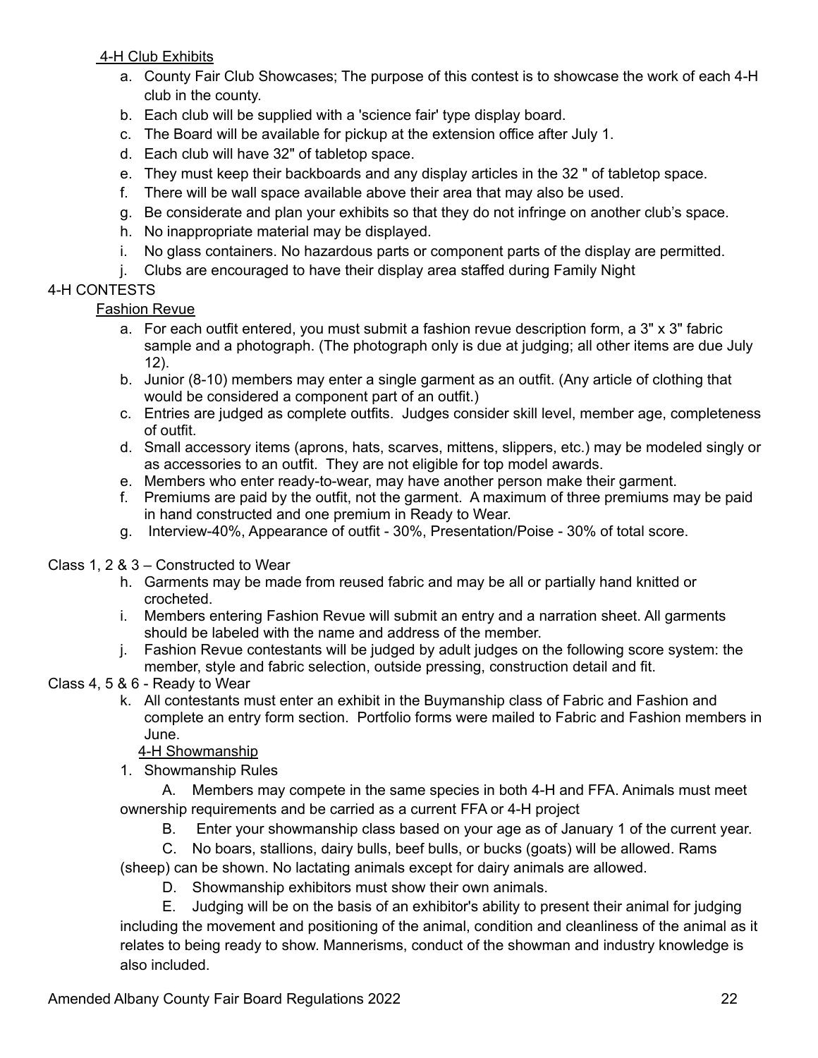4-H Club Exhibits

a. County Fair Club Showcases; The purpose of this contest is to showcase the work of each 4-H club in the county.
b. Each club will be supplied with a 'science fair' type display board.
c. The Board will be available for pickup at the extension office after July 1.
d. Each club will have 32" of tabletop space.
e. They must keep their backboards and any display articles in the 32 " of tabletop space.
f. There will be wall space available above their area that may also be used.
g. Be considerate and plan your exhibits so that they do not infringe on another club's space.
h. No inappropriate material may be displayed.
i. No glass containers. No hazardous parts or component parts of the display are permitted.
j. Clubs are encouraged to have their display area staffed during Family Night

4-H CONTESTS

Fashion Revue

a. For each outfit entered, you must submit a fashion revue description form, a 3" x 3" fabric sample and a photograph. (The photograph only is due at judging; all other items are due July 12).
b. Junior (8-10) members may enter a single garment as an outfit. (Any article of clothing that would be considered a component part of an outfit.)
c. Entries are judged as complete outfits. Judges consider skill level, member age, completeness of outfit.
d. Small accessory items (aprons, hats, scarves, mittens, slippers, etc.) may be modeled singly or as accessories to an outfit. They are not eligible for top model awards.
e. Members who enter ready-to-wear, may have another person make their garment.
f. Premiums are paid by the outfit, not the garment. A maximum of three premiums may be paid in hand constructed and one premium in Ready to Wear.
g. Interview-40%, Appearance of outfit - 30%, Presentation/Poise - 30% of total score.

Class 1, 2 & 3 – Constructed to Wear

h. Garments may be made from reused fabric and may be all or partially hand knitted or crocheted.
i. Members entering Fashion Revue will submit an entry and a narration sheet. All garments should be labeled with the name and address of the member.
j. Fashion Revue contestants will be judged by adult judges on the following score system: the member, style and fabric selection, outside pressing, construction detail and fit.

Class 4, 5 & 6 - Ready to Wear

k. All contestants must enter an exhibit in the Buymanship class of Fabric and Fashion and complete an entry form section. Portfolio forms were mailed to Fabric and Fashion members in June.

4-H Showmanship

1. Showmanship Rules

A. Members may compete in the same species in both 4-H and FFA. Animals must meet ownership requirements and be carried as a current FFA or 4-H project

B. Enter your showmanship class based on your age as of January 1 of the current year.

C. No boars, stallions, dairy bulls, beef bulls, or bucks (goats) will be allowed. Rams (sheep) can be shown. No lactating animals except for dairy animals are allowed.

D. Showmanship exhibitors must show their own animals.

E. Judging will be on the basis of an exhibitor's ability to present their animal for judging including the movement and positioning of the animal, condition and cleanliness of the animal as it relates to being ready to show. Mannerisms, conduct of the showman and industry knowledge is also included.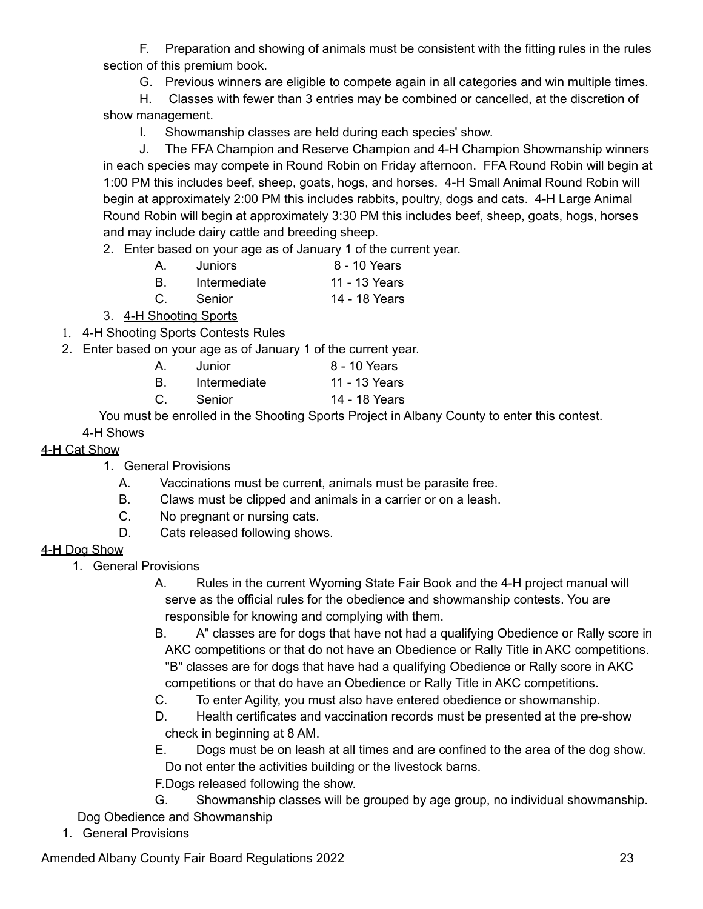F. Preparation and showing of animals must be consistent with the fitting rules in the rules section of this premium book.

G. Previous winners are eligible to compete again in all categories and win multiple times.

H. Classes with fewer than 3 entries may be combined or cancelled, at the discretion of show management.

I. Showmanship classes are held during each species' show.

J. The FFA Champion and Reserve Champion and 4-H Champion Showmanship winners in each species may compete in Round Robin on Friday afternoon. FFA Round Robin will begin at 1:00 PM this includes beef, sheep, goats, hogs, and horses. 4-H Small Animal Round Robin will begin at approximately 2:00 PM this includes rabbits, poultry, dogs and cats. 4-H Large Animal Round Robin will begin at approximately 3:30 PM this includes beef, sheep, goats, hogs, horses and may include dairy cattle and breeding sheep.

2. Enter based on your age as of January 1 of the current year.

| | | |
|---|---|---|
| A. | Juniors | 8 - 10 Years |
| B. | Intermediate | 11 - 13 Years |
| C. | Senior | 14 - 18 Years |

3. <u>4-H Shooting Sports</u>

1. 4-H Shooting Sports Contests Rules
2. Enter based on your age as of January 1 of the current year.

| | | |
|---|---|---|
| A. | Junior | 8 - 10 Years |
| B. | Intermediate | 11 - 13 Years |
| C. | Senior | 14 - 18 Years |

You must be enrolled in the Shooting Sports Project in Albany County to enter this contest.

4-H Shows

## 4-H Cat Show

1. General Provisions
   - A. Vaccinations must be current, animals must be parasite free.
   - B. Claws must be clipped and animals in a carrier or on a leash.
   - C. No pregnant or nursing cats.
   - D. Cats released following shows.

## 4-H Dog Show

1. General Provisions
   - A. Rules in the current Wyoming State Fair Book and the 4-H project manual will serve as the official rules for the obedience and showmanship contests. You are responsible for knowing and complying with them.
   - B. A" classes are for dogs that have not had a qualifying Obedience or Rally score in AKC competitions or that do not have an Obedience or Rally Title in AKC competitions. "B" classes are for dogs that have had a qualifying Obedience or Rally score in AKC competitions or that do have an Obedience or Rally Title in AKC competitions.
   - C. To enter Agility, you must also have entered obedience or showmanship.
   - D. Health certificates and vaccination records must be presented at the pre-show check in beginning at 8 AM.
   - E. Dogs must be on leash at all times and are confined to the area of the dog show. Do not enter the activities building or the livestock barns.
   - F. Dogs released following the show.
   - G. Showmanship classes will be grouped by age group, no individual showmanship.

Dog Obedience and Showmanship

1. General Provisions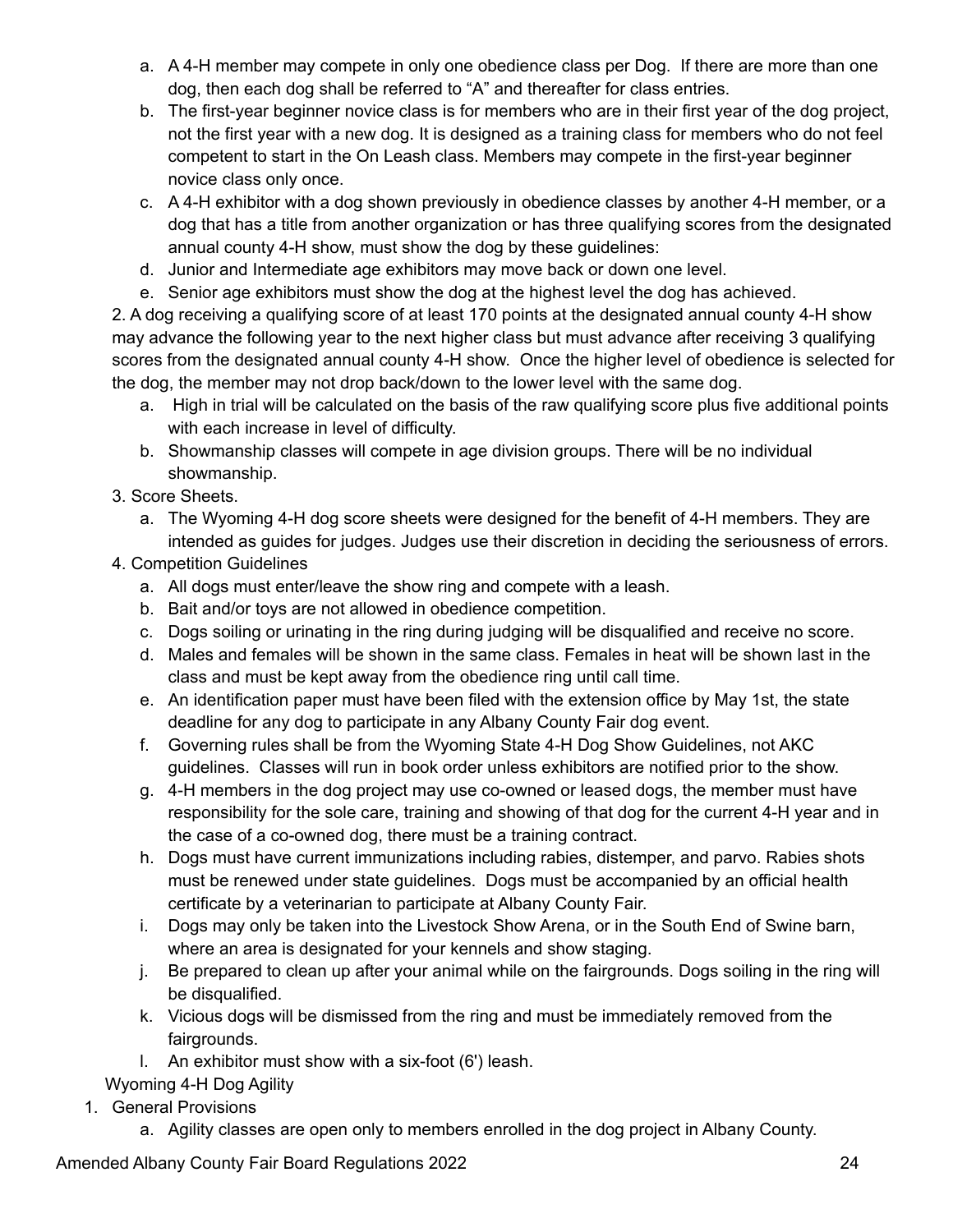a. A 4-H member may compete in only one obedience class per Dog. If there are more than one dog, then each dog shall be referred to "A" and thereafter for class entries.
b. The first-year beginner novice class is for members who are in their first year of the dog project, not the first year with a new dog. It is designed as a training class for members who do not feel competent to start in the On Leash class. Members may compete in the first-year beginner novice class only once.
c. A 4-H exhibitor with a dog shown previously in obedience classes by another 4-H member, or a dog that has a title from another organization or has three qualifying scores from the designated annual county 4-H show, must show the dog by these guidelines:
d. Junior and Intermediate age exhibitors may move back or down one level.
e. Senior age exhibitors must show the dog at the highest level the dog has achieved.

2. A dog receiving a qualifying score of at least 170 points at the designated annual county 4-H show may advance the following year to the next higher class but must advance after receiving 3 qualifying scores from the designated annual county 4-H show. Once the higher level of obedience is selected for the dog, the member may not drop back/down to the lower level with the same dog.
   a. High in trial will be calculated on the basis of the raw qualifying score plus five additional points with each increase in level of difficulty.
   b. Showmanship classes will compete in age division groups. There will be no individual showmanship.
3. Score Sheets.
   a. The Wyoming 4-H dog score sheets were designed for the benefit of 4-H members. They are intended as guides for judges. Judges use their discretion in deciding the seriousness of errors.
4. Competition Guidelines
   a. All dogs must enter/leave the show ring and compete with a leash.
   b. Bait and/or toys are not allowed in obedience competition.
   c. Dogs soiling or urinating in the ring during judging will be disqualified and receive no score.
   d. Males and females will be shown in the same class. Females in heat will be shown last in the class and must be kept away from the obedience ring until call time.
   e. An identification paper must have been filed with the extension office by May 1st, the state deadline for any dog to participate in any Albany County Fair dog event.
   f. Governing rules shall be from the Wyoming State 4-H Dog Show Guidelines, not AKC guidelines. Classes will run in book order unless exhibitors are notified prior to the show.
   g. 4-H members in the dog project may use co-owned or leased dogs, the member must have responsibility for the sole care, training and showing of that dog for the current 4-H year and in the case of a co-owned dog, there must be a training contract.
   h. Dogs must have current immunizations including rabies, distemper, and parvo. Rabies shots must be renewed under state guidelines. Dogs must be accompanied by an official health certificate by a veterinarian to participate at Albany County Fair.
   i. Dogs may only be taken into the Livestock Show Arena, or in the South End of Swine barn, where an area is designated for your kennels and show staging.
   j. Be prepared to clean up after your animal while on the fairgrounds. Dogs soiling in the ring will be disqualified.
   k. Vicious dogs will be dismissed from the ring and must be immediately removed from the fairgrounds.
   l. An exhibitor must show with a six-foot (6') leash.

Wyoming 4-H Dog Agility

1. General Provisions
   a. Agility classes are open only to members enrolled in the dog project in Albany County.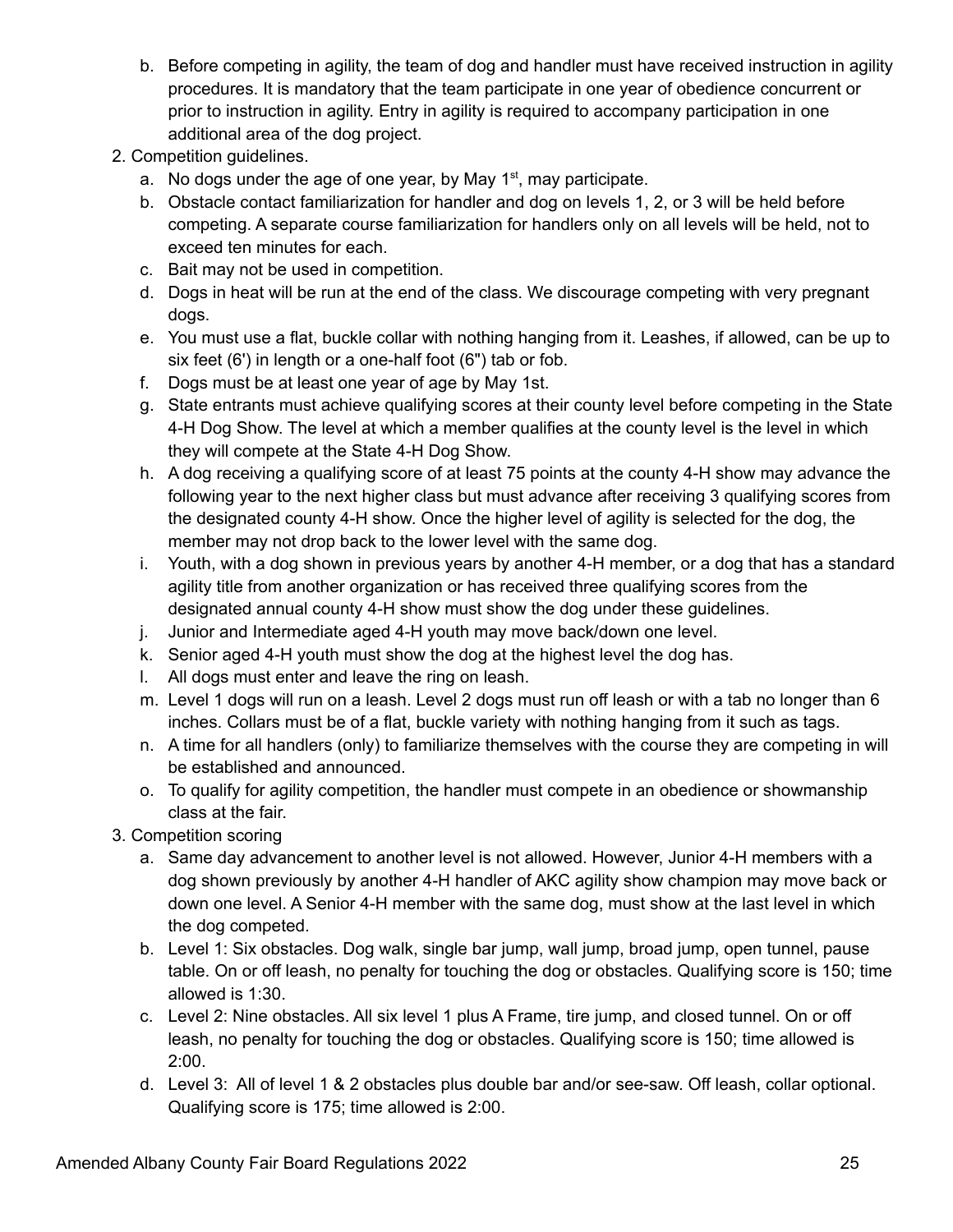b. Before competing in agility, the team of dog and handler must have received instruction in agility procedures. It is mandatory that the team participate in one year of obedience concurrent or prior to instruction in agility. Entry in agility is required to accompany participation in one additional area of the dog project.

2. Competition guidelines.
    a. No dogs under the age of one year, by May 1st, may participate.
    b. Obstacle contact familiarization for handler and dog on levels 1, 2, or 3 will be held before competing. A separate course familiarization for handlers only on all levels will be held, not to exceed ten minutes for each.
    c. Bait may not be used in competition.
    d. Dogs in heat will be run at the end of the class. We discourage competing with very pregnant dogs.
    e. You must use a flat, buckle collar with nothing hanging from it. Leashes, if allowed, can be up to six feet (6') in length or a one-half foot (6") tab or fob.
    f. Dogs must be at least one year of age by May 1st.
    g. State entrants must achieve qualifying scores at their county level before competing in the State 4-H Dog Show. The level at which a member qualifies at the county level is the level in which they will compete at the State 4-H Dog Show.
    h. A dog receiving a qualifying score of at least 75 points at the county 4-H show may advance the following year to the next higher class but must advance after receiving 3 qualifying scores from the designated county 4-H show. Once the higher level of agility is selected for the dog, the member may not drop back to the lower level with the same dog.
    i. Youth, with a dog shown in previous years by another 4-H member, or a dog that has a standard agility title from another organization or has received three qualifying scores from the designated annual county 4-H show must show the dog under these guidelines.
    j. Junior and Intermediate aged 4-H youth may move back/down one level.
    k. Senior aged 4-H youth must show the dog at the highest level the dog has.
    l. All dogs must enter and leave the ring on leash.
    m. Level 1 dogs will run on a leash. Level 2 dogs must run off leash or with a tab no longer than 6 inches. Collars must be of a flat, buckle variety with nothing hanging from it such as tags.
    n. A time for all handlers (only) to familiarize themselves with the course they are competing in will be established and announced.
    o. To qualify for agility competition, the handler must compete in an obedience or showmanship class at the fair.

3. Competition scoring
    a. Same day advancement to another level is not allowed. However, Junior 4-H members with a dog shown previously by another 4-H handler of AKC agility show champion may move back or down one level. A Senior 4-H member with the same dog, must show at the last level in which the dog competed.
    b. Level 1: Six obstacles. Dog walk, single bar jump, wall jump, broad jump, open tunnel, pause table. On or off leash, no penalty for touching the dog or obstacles. Qualifying score is 150; time allowed is 1:30.
    c. Level 2: Nine obstacles. All six level 1 plus A Frame, tire jump, and closed tunnel. On or off leash, no penalty for touching the dog or obstacles. Qualifying score is 150; time allowed is 2:00.
    d. Level 3: All of level 1 & 2 obstacles plus double bar and/or see-saw. Off leash, collar optional. Qualifying score is 175; time allowed is 2:00.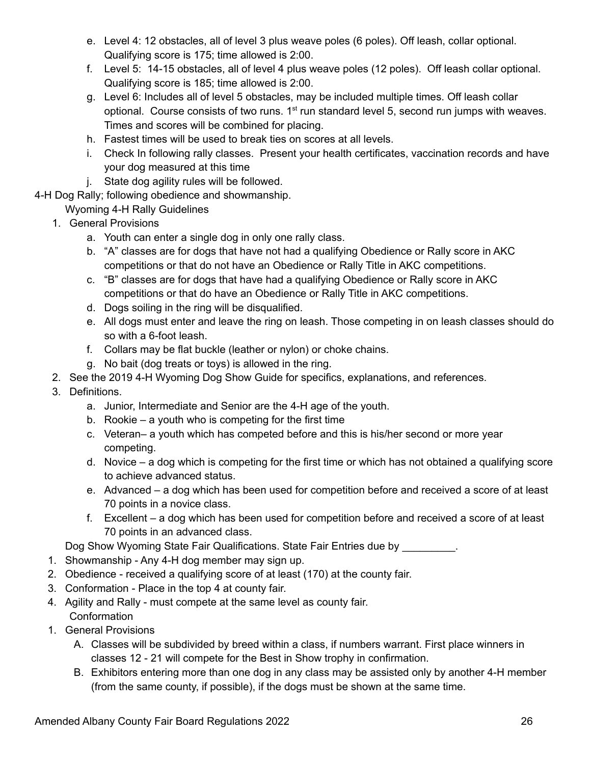e. Level 4: 12 obstacles, all of level 3 plus weave poles (6 poles). Off leash, collar optional. Qualifying score is 175; time allowed is 2:00.
f. Level 5: 14-15 obstacles, all of level 4 plus weave poles (12 poles). Off leash collar optional. Qualifying score is 185; time allowed is 2:00.
g. Level 6: Includes all of level 5 obstacles, may be included multiple times. Off leash collar optional. Course consists of two runs. 1st run standard level 5, second run jumps with weaves. Times and scores will be combined for placing.
h. Fastest times will be used to break ties on scores at all levels.
i. Check In following rally classes. Present your health certificates, vaccination records and have your dog measured at this time
j. State dog agility rules will be followed.

4-H Dog Rally; following obedience and showmanship.

Wyoming 4-H Rally Guidelines

1. General Provisions
   a. Youth can enter a single dog in only one rally class.
   b. "A" classes are for dogs that have not had a qualifying Obedience or Rally score in AKC competitions or that do not have an Obedience or Rally Title in AKC competitions.
   c. "B" classes are for dogs that have had a qualifying Obedience or Rally score in AKC competitions or that do have an Obedience or Rally Title in AKC competitions.
   d. Dogs soiling in the ring will be disqualified.
   e. All dogs must enter and leave the ring on leash. Those competing in on leash classes should do so with a 6-foot leash.
   f. Collars may be flat buckle (leather or nylon) or choke chains.
   g. No bait (dog treats or toys) is allowed in the ring.
2. See the 2019 4-H Wyoming Dog Show Guide for specifics, explanations, and references.
3. Definitions.
   a. Junior, Intermediate and Senior are the 4-H age of the youth.
   b. Rookie – a youth who is competing for the first time
   c. Veteran– a youth which has competed before and this is his/her second or more year competing.
   d. Novice – a dog which is competing for the first time or which has not obtained a qualifying score to achieve advanced status.
   e. Advanced – a dog which has been used for competition before and received a score of at least 70 points in a novice class.
   f. Excellent – a dog which has been used for competition before and received a score of at least 70 points in an advanced class.

Dog Show Wyoming State Fair Qualifications. State Fair Entries due by _________.

1. Showmanship - Any 4-H dog member may sign up.
2. Obedience - received a qualifying score of at least (170) at the county fair.
3. Conformation - Place in the top 4 at county fair.
4. Agility and Rally - must compete at the same level as county fair.

Conformation

1. General Provisions
   A. Classes will be subdivided by breed within a class, if numbers warrant. First place winners in classes 12 - 21 will compete for the Best in Show trophy in confirmation.
   B. Exhibitors entering more than one dog in any class may be assisted only by another 4-H member (from the same county, if possible), if the dogs must be shown at the same time.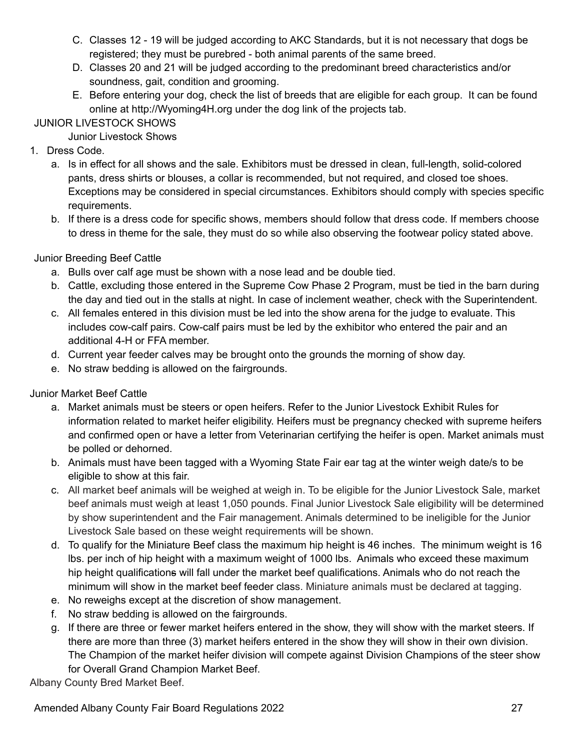C. Classes 12 - 19 will be judged according to AKC Standards, but it is not necessary that dogs be registered; they must be purebred - both animal parents of the same breed.
D. Classes 20 and 21 will be judged according to the predominant breed characteristics and/or soundness, gait, condition and grooming.
E. Before entering your dog, check the list of breeds that are eligible for each group. It can be found online at http://Wyoming4H.org under the dog link of the projects tab.

## JUNIOR LIVESTOCK SHOWS

### Junior Livestock Shows

1. Dress Code.
   a. Is in effect for all shows and the sale. Exhibitors must be dressed in clean, full-length, solid-colored pants, dress shirts or blouses, a collar is recommended, but not required, and closed toe shoes. Exceptions may be considered in special circumstances. Exhibitors should comply with species specific requirements.
   b. If there is a dress code for specific shows, members should follow that dress code. If members choose to dress in theme for the sale, they must do so while also observing the footwear policy stated above.

### Junior Breeding Beef Cattle

a. Bulls over calf age must be shown with a nose lead and be double tied.
b. Cattle, excluding those entered in the Supreme Cow Phase 2 Program, must be tied in the barn during the day and tied out in the stalls at night. In case of inclement weather, check with the Superintendent.
c. All females entered in this division must be led into the show arena for the judge to evaluate. This includes cow-calf pairs. Cow-calf pairs must be led by the exhibitor who entered the pair and an additional 4-H or FFA member.
d. Current year feeder calves may be brought onto the grounds the morning of show day.
e. No straw bedding is allowed on the fairgrounds.

### Junior Market Beef Cattle

a. Market animals must be steers or open heifers. Refer to the Junior Livestock Exhibit Rules for information related to market heifer eligibility. Heifers must be pregnancy checked with supreme heifers and confirmed open or have a letter from Veterinarian certifying the heifer is open. Market animals must be polled or dehorned.
b. Animals must have been tagged with a Wyoming State Fair ear tag at the winter weigh date/s to be eligible to show at this fair.
c. All market beef animals will be weighed at weigh in. To be eligible for the Junior Livestock Sale, market beef animals must weigh at least 1,050 pounds. Final Junior Livestock Sale eligibility will be determined by show superintendent and the Fair management. Animals determined to be ineligible for the Junior Livestock Sale based on these weight requirements will be shown.
d. To qualify for the Miniature Beef class the maximum hip height is 46 inches. The minimum weight is 16 lbs. per inch of hip height with a maximum weight of 1000 lbs. Animals who exceed these maximum hip height qualifications will fall under the market beef qualifications. Animals who do not reach the minimum will show in the market beef feeder class. Miniature animals must be declared at tagging.
e. No reweighs except at the discretion of show management.
f. No straw bedding is allowed on the fairgrounds.
g. If there are three or fewer market heifers entered in the show, they will show with the market steers. If there are more than three (3) market heifers entered in the show they will show in their own division. The Champion of the market heifer division will compete against Division Champions of the steer show for Overall Grand Champion Market Beef.

Albany County Bred Market Beef.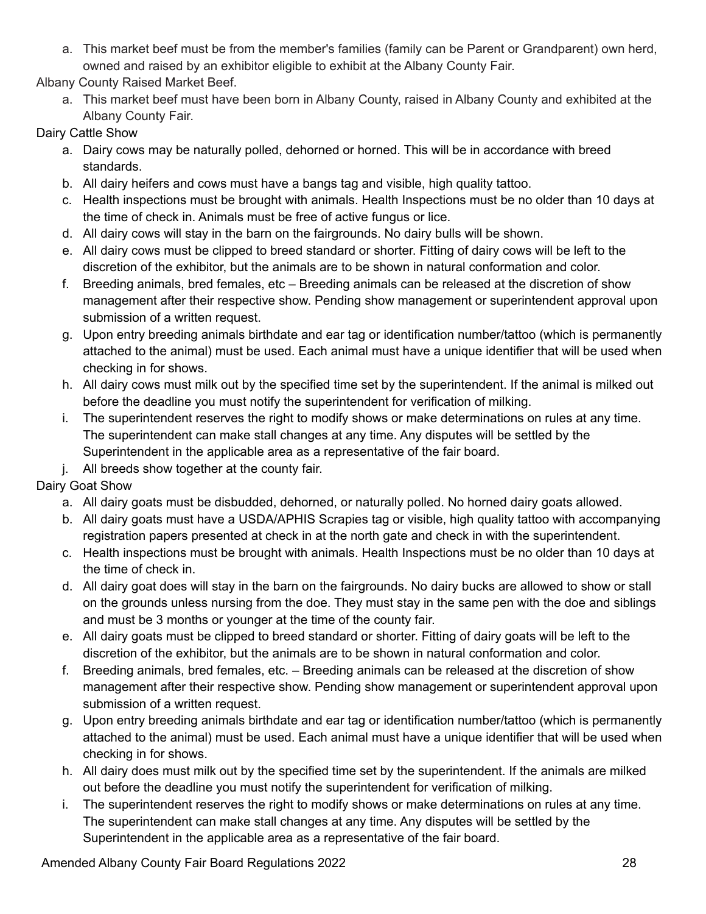a. This market beef must be from the member's families (family can be Parent or Grandparent) own herd, owned and raised by an exhibitor eligible to exhibit at the Albany County Fair.

Albany County Raised Market Beef.

a. This market beef must have been born in Albany County, raised in Albany County and exhibited at the Albany County Fair.

Dairy Cattle Show

a. Dairy cows may be naturally polled, dehorned or horned. This will be in accordance with breed standards.
b. All dairy heifers and cows must have a bangs tag and visible, high quality tattoo.
c. Health inspections must be brought with animals. Health Inspections must be no older than 10 days at the time of check in. Animals must be free of active fungus or lice.
d. All dairy cows will stay in the barn on the fairgrounds. No dairy bulls will be shown.
e. All dairy cows must be clipped to breed standard or shorter. Fitting of dairy cows will be left to the discretion of the exhibitor, but the animals are to be shown in natural conformation and color.
f. Breeding animals, bred females, etc – Breeding animals can be released at the discretion of show management after their respective show. Pending show management or superintendent approval upon submission of a written request.
g. Upon entry breeding animals birthdate and ear tag or identification number/tattoo (which is permanently attached to the animal) must be used. Each animal must have a unique identifier that will be used when checking in for shows.
h. All dairy cows must milk out by the specified time set by the superintendent. If the animal is milked out before the deadline you must notify the superintendent for verification of milking.
i. The superintendent reserves the right to modify shows or make determinations on rules at any time. The superintendent can make stall changes at any time. Any disputes will be settled by the Superintendent in the applicable area as a representative of the fair board.
j. All breeds show together at the county fair.

Dairy Goat Show

a. All dairy goats must be disbudded, dehorned, or naturally polled. No horned dairy goats allowed.
b. All dairy goats must have a USDA/APHIS Scrapies tag or visible, high quality tattoo with accompanying registration papers presented at check in at the north gate and check in with the superintendent.
c. Health inspections must be brought with animals. Health Inspections must be no older than 10 days at the time of check in.
d. All dairy goat does will stay in the barn on the fairgrounds. No dairy bucks are allowed to show or stall on the grounds unless nursing from the doe. They must stay in the same pen with the doe and siblings and must be 3 months or younger at the time of the county fair.
e. All dairy goats must be clipped to breed standard or shorter. Fitting of dairy goats will be left to the discretion of the exhibitor, but the animals are to be shown in natural conformation and color.
f. Breeding animals, bred females, etc. – Breeding animals can be released at the discretion of show management after their respective show. Pending show management or superintendent approval upon submission of a written request.
g. Upon entry breeding animals birthdate and ear tag or identification number/tattoo (which is permanently attached to the animal) must be used. Each animal must have a unique identifier that will be used when checking in for shows.
h. All dairy does must milk out by the specified time set by the superintendent. If the animals are milked out before the deadline you must notify the superintendent for verification of milking.
i. The superintendent reserves the right to modify shows or make determinations on rules at any time. The superintendent can make stall changes at any time. Any disputes will be settled by the Superintendent in the applicable area as a representative of the fair board.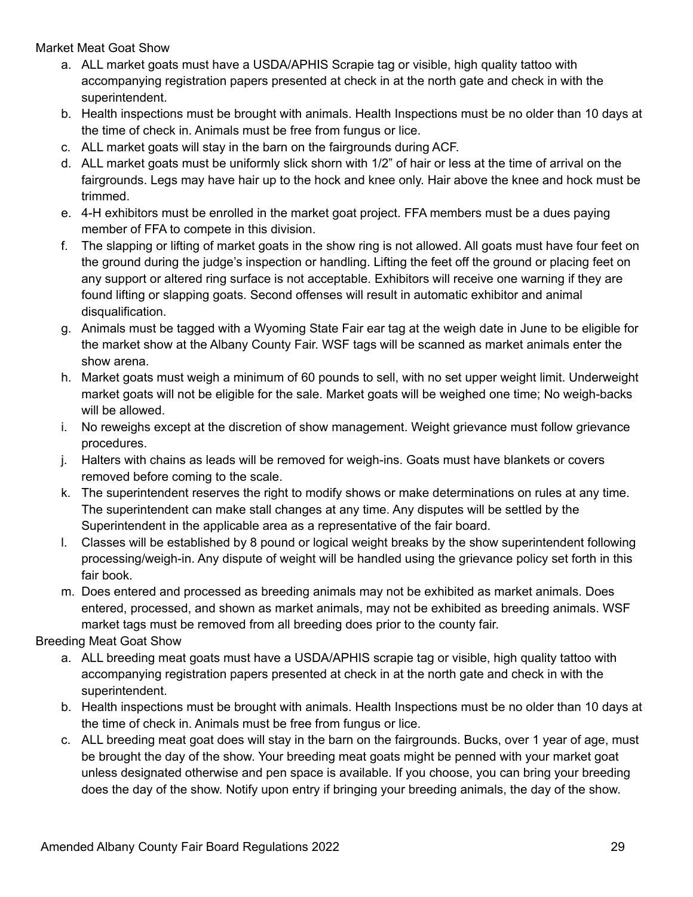Market Meat Goat Show

a. ALL market goats must have a USDA/APHIS Scrapie tag or visible, high quality tattoo with accompanying registration papers presented at check in at the north gate and check in with the superintendent.
b. Health inspections must be brought with animals. Health Inspections must be no older than 10 days at the time of check in. Animals must be free from fungus or lice.
c. ALL market goats will stay in the barn on the fairgrounds during ACF.
d. ALL market goats must be uniformly slick shorn with 1/2" of hair or less at the time of arrival on the fairgrounds. Legs may have hair up to the hock and knee only. Hair above the knee and hock must be trimmed.
e. 4-H exhibitors must be enrolled in the market goat project. FFA members must be a dues paying member of FFA to compete in this division.
f. The slapping or lifting of market goats in the show ring is not allowed. All goats must have four feet on the ground during the judge's inspection or handling. Lifting the feet off the ground or placing feet on any support or altered ring surface is not acceptable. Exhibitors will receive one warning if they are found lifting or slapping goats. Second offenses will result in automatic exhibitor and animal disqualification.
g. Animals must be tagged with a Wyoming State Fair ear tag at the weigh date in June to be eligible for the market show at the Albany County Fair. WSF tags will be scanned as market animals enter the show arena.
h. Market goats must weigh a minimum of 60 pounds to sell, with no set upper weight limit. Underweight market goats will not be eligible for the sale. Market goats will be weighed one time; No weigh-backs will be allowed.
i. No reweighs except at the discretion of show management. Weight grievance must follow grievance procedures.
j. Halters with chains as leads will be removed for weigh-ins. Goats must have blankets or covers removed before coming to the scale.
k. The superintendent reserves the right to modify shows or make determinations on rules at any time. The superintendent can make stall changes at any time. Any disputes will be settled by the Superintendent in the applicable area as a representative of the fair board.
l. Classes will be established by 8 pound or logical weight breaks by the show superintendent following processing/weigh-in. Any dispute of weight will be handled using the grievance policy set forth in this fair book.
m. Does entered and processed as breeding animals may not be exhibited as market animals. Does entered, processed, and shown as market animals, may not be exhibited as breeding animals. WSF market tags must be removed from all breeding does prior to the county fair.

Breeding Meat Goat Show

a. ALL breeding meat goats must have a USDA/APHIS scrapie tag or visible, high quality tattoo with accompanying registration papers presented at check in at the north gate and check in with the superintendent.
b. Health inspections must be brought with animals. Health Inspections must be no older than 10 days at the time of check in. Animals must be free from fungus or lice.
c. ALL breeding meat goat does will stay in the barn on the fairgrounds. Bucks, over 1 year of age, must be brought the day of the show. Your breeding meat goats might be penned with your market goat unless designated otherwise and pen space is available. If you choose, you can bring your breeding does the day of the show. Notify upon entry if bringing your breeding animals, the day of the show.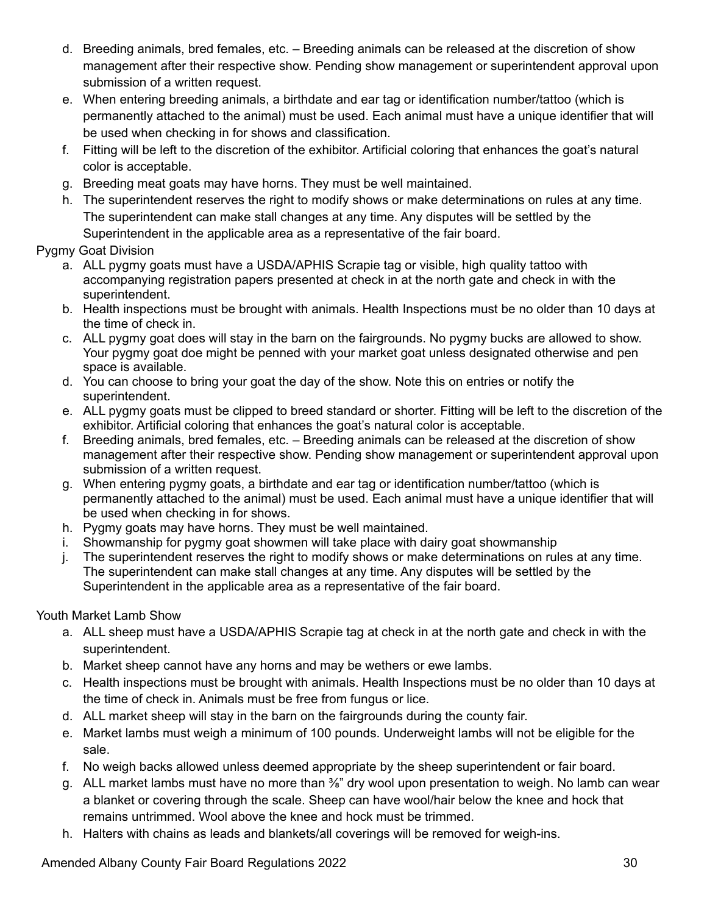d. Breeding animals, bred females, etc. – Breeding animals can be released at the discretion of show management after their respective show. Pending show management or superintendent approval upon submission of a written request.
e. When entering breeding animals, a birthdate and ear tag or identification number/tattoo (which is permanently attached to the animal) must be used. Each animal must have a unique identifier that will be used when checking in for shows and classification.
f. Fitting will be left to the discretion of the exhibitor. Artificial coloring that enhances the goat's natural color is acceptable.
g. Breeding meat goats may have horns. They must be well maintained.
h. The superintendent reserves the right to modify shows or make determinations on rules at any time. The superintendent can make stall changes at any time. Any disputes will be settled by the Superintendent in the applicable area as a representative of the fair board.

Pygmy Goat Division

a. ALL pygmy goats must have a USDA/APHIS Scrapie tag or visible, high quality tattoo with accompanying registration papers presented at check in at the north gate and check in with the superintendent.
b. Health inspections must be brought with animals. Health Inspections must be no older than 10 days at the time of check in.
c. ALL pygmy goat does will stay in the barn on the fairgrounds. No pygmy bucks are allowed to show. Your pygmy goat doe might be penned with your market goat unless designated otherwise and pen space is available.
d. You can choose to bring your goat the day of the show. Note this on entries or notify the superintendent.
e. ALL pygmy goats must be clipped to breed standard or shorter. Fitting will be left to the discretion of the exhibitor. Artificial coloring that enhances the goat's natural color is acceptable.
f. Breeding animals, bred females, etc. – Breeding animals can be released at the discretion of show management after their respective show. Pending show management or superintendent approval upon submission of a written request.
g. When entering pygmy goats, a birthdate and ear tag or identification number/tattoo (which is permanently attached to the animal) must be used. Each animal must have a unique identifier that will be used when checking in for shows.
h. Pygmy goats may have horns. They must be well maintained.
i. Showmanship for pygmy goat showmen will take place with dairy goat showmanship
j. The superintendent reserves the right to modify shows or make determinations on rules at any time. The superintendent can make stall changes at any time. Any disputes will be settled by the Superintendent in the applicable area as a representative of the fair board.

Youth Market Lamb Show

a. ALL sheep must have a USDA/APHIS Scrapie tag at check in at the north gate and check in with the superintendent.
b. Market sheep cannot have any horns and may be wethers or ewe lambs.
c. Health inspections must be brought with animals. Health Inspections must be no older than 10 days at the time of check in. Animals must be free from fungus or lice.
d. ALL market sheep will stay in the barn on the fairgrounds during the county fair.
e. Market lambs must weigh a minimum of 100 pounds. Underweight lambs will not be eligible for the sale.
f. No weigh backs allowed unless deemed appropriate by the sheep superintendent or fair board.
g. ALL market lambs must have no more than ⅜" dry wool upon presentation to weigh. No lamb can wear a blanket or covering through the scale. Sheep can have wool/hair below the knee and hock that remains untrimmed. Wool above the knee and hock must be trimmed.
h. Halters with chains as leads and blankets/all coverings will be removed for weigh-ins.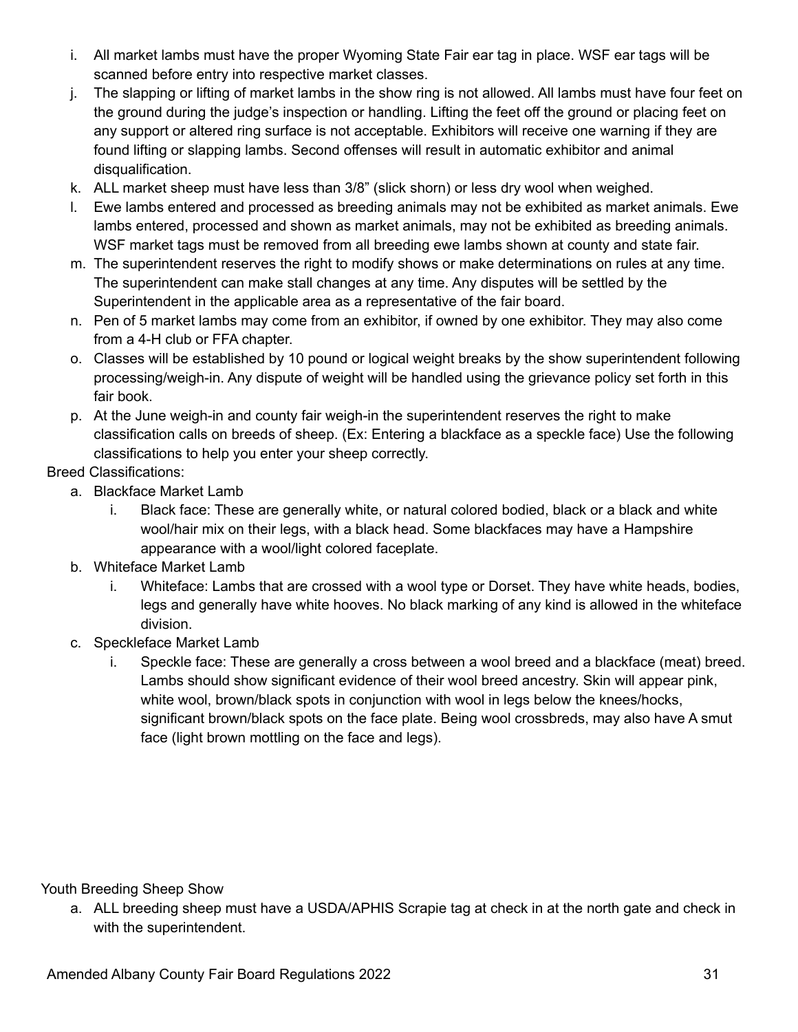i. All market lambs must have the proper Wyoming State Fair ear tag in place. WSF ear tags will be scanned before entry into respective market classes.
j. The slapping or lifting of market lambs in the show ring is not allowed. All lambs must have four feet on the ground during the judge's inspection or handling. Lifting the feet off the ground or placing feet on any support or altered ring surface is not acceptable. Exhibitors will receive one warning if they are found lifting or slapping lambs. Second offenses will result in automatic exhibitor and animal disqualification.
k. ALL market sheep must have less than 3/8" (slick shorn) or less dry wool when weighed.
l. Ewe lambs entered and processed as breeding animals may not be exhibited as market animals. Ewe lambs entered, processed and shown as market animals, may not be exhibited as breeding animals. WSF market tags must be removed from all breeding ewe lambs shown at county and state fair.
m. The superintendent reserves the right to modify shows or make determinations on rules at any time. The superintendent can make stall changes at any time. Any disputes will be settled by the Superintendent in the applicable area as a representative of the fair board.
n. Pen of 5 market lambs may come from an exhibitor, if owned by one exhibitor. They may also come from a 4-H club or FFA chapter.
o. Classes will be established by 10 pound or logical weight breaks by the show superintendent following processing/weigh-in. Any dispute of weight will be handled using the grievance policy set forth in this fair book.
p. At the June weigh-in and county fair weigh-in the superintendent reserves the right to make classification calls on breeds of sheep. (Ex: Entering a blackface as a speckle face) Use the following classifications to help you enter your sheep correctly.

Breed Classifications:

a. Blackface Market Lamb
   i. Black face: These are generally white, or natural colored bodied, black or a black and white wool/hair mix on their legs, with a black head. Some blackfaces may have a Hampshire appearance with a wool/light colored faceplate.
b. Whiteface Market Lamb
   i. Whiteface: Lambs that are crossed with a wool type or Dorset. They have white heads, bodies, legs and generally have white hooves. No black marking of any kind is allowed in the whiteface division.
c. Speckleface Market Lamb
   i. Speckle face: These are generally a cross between a wool breed and a blackface (meat) breed. Lambs should show significant evidence of their wool breed ancestry. Skin will appear pink, white wool, brown/black spots in conjunction with wool in legs below the knees/hocks, significant brown/black spots on the face plate. Being wool crossbreds, may also have A smut face (light brown mottling on the face and legs).

Youth Breeding Sheep Show

a. ALL breeding sheep must have a USDA/APHIS Scrapie tag at check in at the north gate and check in with the superintendent.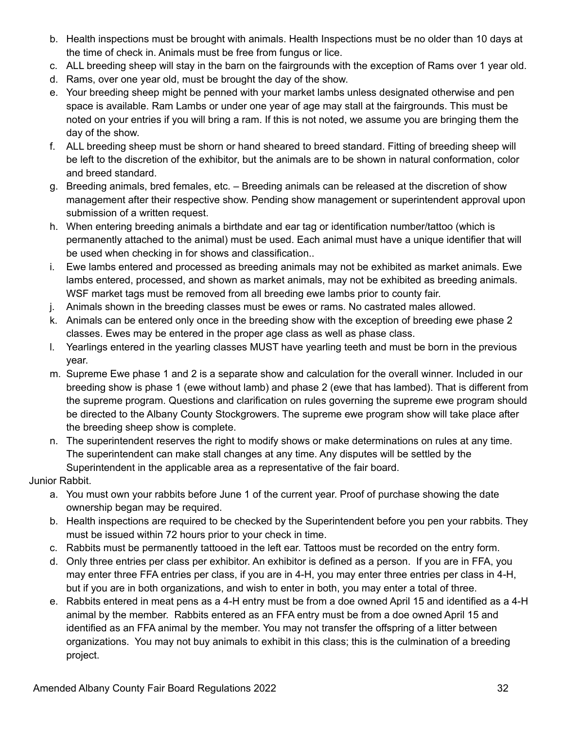b. Health inspections must be brought with animals. Health Inspections must be no older than 10 days at the time of check in. Animals must be free from fungus or lice.
c. ALL breeding sheep will stay in the barn on the fairgrounds with the exception of Rams over 1 year old.
d. Rams, over one year old, must be brought the day of the show.
e. Your breeding sheep might be penned with your market lambs unless designated otherwise and pen space is available. Ram Lambs or under one year of age may stall at the fairgrounds. This must be noted on your entries if you will bring a ram. If this is not noted, we assume you are bringing them the day of the show.
f. ALL breeding sheep must be shorn or hand sheared to breed standard. Fitting of breeding sheep will be left to the discretion of the exhibitor, but the animals are to be shown in natural conformation, color and breed standard.
g. Breeding animals, bred females, etc. – Breeding animals can be released at the discretion of show management after their respective show. Pending show management or superintendent approval upon submission of a written request.
h. When entering breeding animals a birthdate and ear tag or identification number/tattoo (which is permanently attached to the animal) must be used. Each animal must have a unique identifier that will be used when checking in for shows and classification..
i. Ewe lambs entered and processed as breeding animals may not be exhibited as market animals. Ewe lambs entered, processed, and shown as market animals, may not be exhibited as breeding animals. WSF market tags must be removed from all breeding ewe lambs prior to county fair.
j. Animals shown in the breeding classes must be ewes or rams. No castrated males allowed.
k. Animals can be entered only once in the breeding show with the exception of breeding ewe phase 2 classes. Ewes may be entered in the proper age class as well as phase class.
l. Yearlings entered in the yearling classes MUST have yearling teeth and must be born in the previous year.
m. Supreme Ewe phase 1 and 2 is a separate show and calculation for the overall winner. Included in our breeding show is phase 1 (ewe without lamb) and phase 2 (ewe that has lambed). That is different from the supreme program. Questions and clarification on rules governing the supreme ewe program should be directed to the Albany County Stockgrowers. The supreme ewe program show will take place after the breeding sheep show is complete.
n. The superintendent reserves the right to modify shows or make determinations on rules at any time. The superintendent can make stall changes at any time. Any disputes will be settled by the Superintendent in the applicable area as a representative of the fair board.

Junior Rabbit.

a. You must own your rabbits before June 1 of the current year. Proof of purchase showing the date ownership began may be required.
b. Health inspections are required to be checked by the Superintendent before you pen your rabbits. They must be issued within 72 hours prior to your check in time.
c. Rabbits must be permanently tattooed in the left ear. Tattoos must be recorded on the entry form.
d. Only three entries per class per exhibitor. An exhibitor is defined as a person. If you are in FFA, you may enter three FFA entries per class, if you are in 4-H, you may enter three entries per class in 4-H, but if you are in both organizations, and wish to enter in both, you may enter a total of three.
e. Rabbits entered in meat pens as a 4-H entry must be from a doe owned April 15 and identified as a 4-H animal by the member. Rabbits entered as an FFA entry must be from a doe owned April 15 and identified as an FFA animal by the member. You may not transfer the offspring of a litter between organizations. You may not buy animals to exhibit in this class; this is the culmination of a breeding project.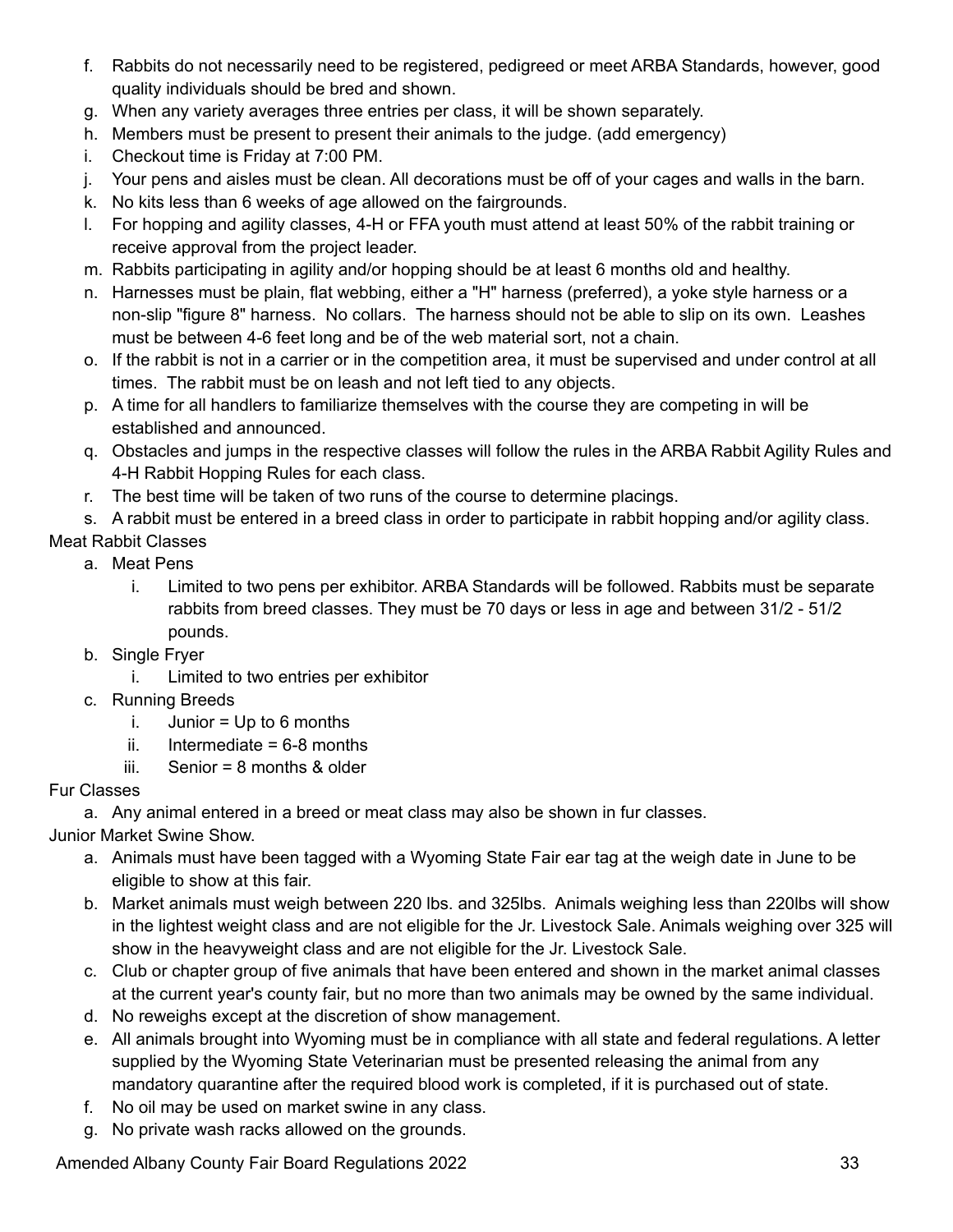f. Rabbits do not necessarily need to be registered, pedigreed or meet ARBA Standards, however, good quality individuals should be bred and shown.
g. When any variety averages three entries per class, it will be shown separately.
h. Members must be present to present their animals to the judge. (add emergency)
i. Checkout time is Friday at 7:00 PM.
j. Your pens and aisles must be clean. All decorations must be off of your cages and walls in the barn.
k. No kits less than 6 weeks of age allowed on the fairgrounds.
l. For hopping and agility classes, 4-H or FFA youth must attend at least 50% of the rabbit training or receive approval from the project leader.
m. Rabbits participating in agility and/or hopping should be at least 6 months old and healthy.
n. Harnesses must be plain, flat webbing, either a "H" harness (preferred), a yoke style harness or a non-slip "figure 8" harness. No collars. The harness should not be able to slip on its own. Leashes must be between 4-6 feet long and be of the web material sort, not a chain.
o. If the rabbit is not in a carrier or in the competition area, it must be supervised and under control at all times. The rabbit must be on leash and not left tied to any objects.
p. A time for all handlers to familiarize themselves with the course they are competing in will be established and announced.
q. Obstacles and jumps in the respective classes will follow the rules in the ARBA Rabbit Agility Rules and 4-H Rabbit Hopping Rules for each class.
r. The best time will be taken of two runs of the course to determine placings.
s. A rabbit must be entered in a breed class in order to participate in rabbit hopping and/or agility class.

Meat Rabbit Classes

a. Meat Pens
    i. Limited to two pens per exhibitor. ARBA Standards will be followed. Rabbits must be separate rabbits from breed classes. They must be 70 days or less in age and between 31/2 - 51/2 pounds.
b. Single Fryer
    i. Limited to two entries per exhibitor
c. Running Breeds
    i. Junior = Up to 6 months
    ii. Intermediate = 6-8 months
    iii. Senior = 8 months & older

Fur Classes

a. Any animal entered in a breed or meat class may also be shown in fur classes.

Junior Market Swine Show.

a. Animals must have been tagged with a Wyoming State Fair ear tag at the weigh date in June to be eligible to show at this fair.
b. Market animals must weigh between 220 lbs. and 325lbs. Animals weighing less than 220lbs will show in the lightest weight class and are not eligible for the Jr. Livestock Sale. Animals weighing over 325 will show in the heavyweight class and are not eligible for the Jr. Livestock Sale.
c. Club or chapter group of five animals that have been entered and shown in the market animal classes at the current year's county fair, but no more than two animals may be owned by the same individual.
d. No reweighs except at the discretion of show management.
e. All animals brought into Wyoming must be in compliance with all state and federal regulations. A letter supplied by the Wyoming State Veterinarian must be presented releasing the animal from any mandatory quarantine after the required blood work is completed, if it is purchased out of state.
f. No oil may be used on market swine in any class.
g. No private wash racks allowed on the grounds.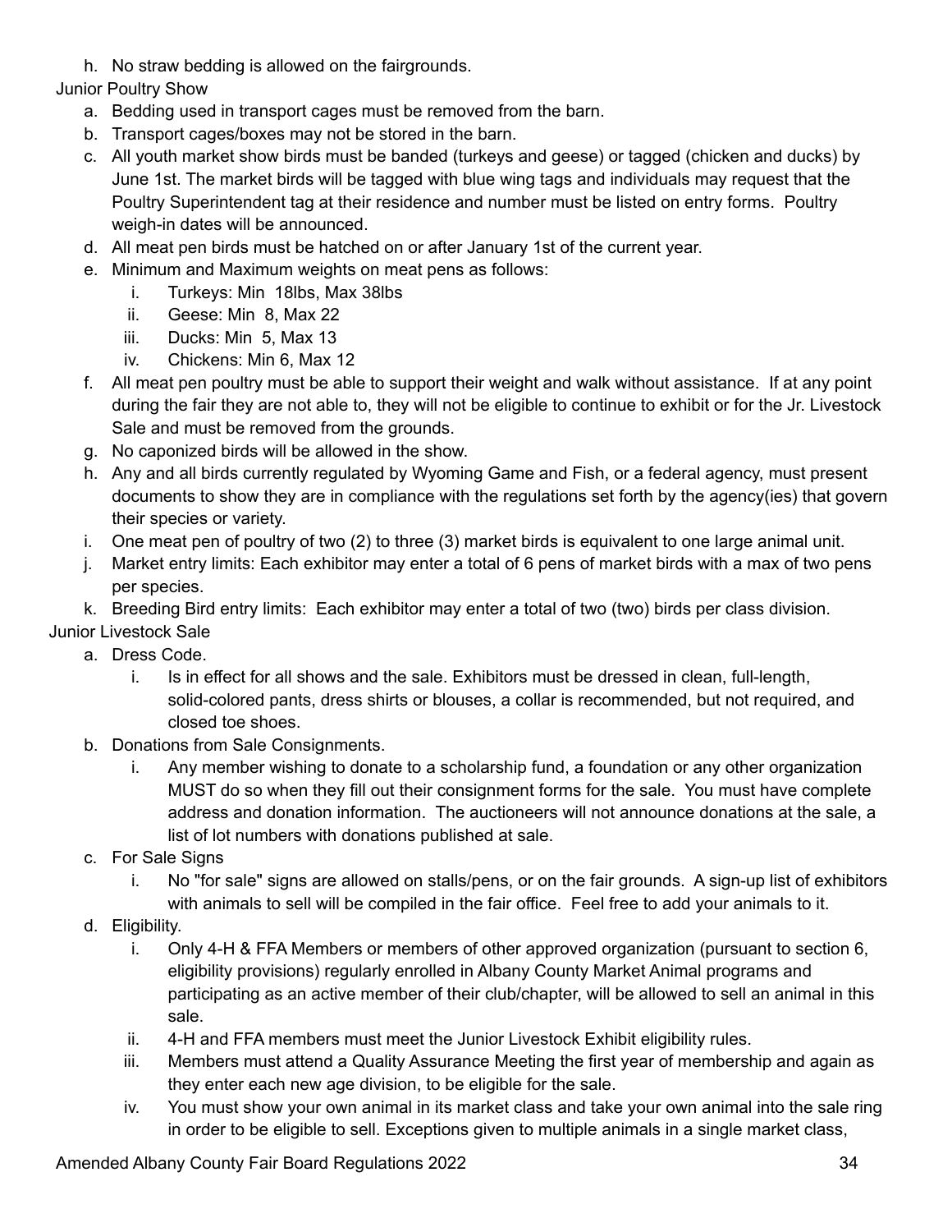h. No straw bedding is allowed on the fairgrounds.

Junior Poultry Show

a. Bedding used in transport cages must be removed from the barn.
b. Transport cages/boxes may not be stored in the barn.
c. All youth market show birds must be banded (turkeys and geese) or tagged (chicken and ducks) by June 1st. The market birds will be tagged with blue wing tags and individuals may request that the Poultry Superintendent tag at their residence and number must be listed on entry forms. Poultry weigh-in dates will be announced.
d. All meat pen birds must be hatched on or after January 1st of the current year.
e. Minimum and Maximum weights on meat pens as follows:
    i. Turkeys: Min 18lbs, Max 38lbs
    ii. Geese: Min 8, Max 22
    iii. Ducks: Min 5, Max 13
    iv. Chickens: Min 6, Max 12
f. All meat pen poultry must be able to support their weight and walk without assistance. If at any point during the fair they are not able to, they will not be eligible to continue to exhibit or for the Jr. Livestock Sale and must be removed from the grounds.
g. No caponized birds will be allowed in the show.
h. Any and all birds currently regulated by Wyoming Game and Fish, or a federal agency, must present documents to show they are in compliance with the regulations set forth by the agency(ies) that govern their species or variety.
i. One meat pen of poultry of two (2) to three (3) market birds is equivalent to one large animal unit.
j. Market entry limits: Each exhibitor may enter a total of 6 pens of market birds with a max of two pens per species.
k. Breeding Bird entry limits: Each exhibitor may enter a total of two (two) birds per class division.

Junior Livestock Sale

a. Dress Code.
    i. Is in effect for all shows and the sale. Exhibitors must be dressed in clean, full-length, solid-colored pants, dress shirts or blouses, a collar is recommended, but not required, and closed toe shoes.
b. Donations from Sale Consignments.
    i. Any member wishing to donate to a scholarship fund, a foundation or any other organization MUST do so when they fill out their consignment forms for the sale. You must have complete address and donation information. The auctioneers will not announce donations at the sale, a list of lot numbers with donations published at sale.
c. For Sale Signs
    i. No "for sale" signs are allowed on stalls/pens, or on the fair grounds. A sign-up list of exhibitors with animals to sell will be compiled in the fair office. Feel free to add your animals to it.
d. Eligibility.
    i. Only 4-H & FFA Members or members of other approved organization (pursuant to section 6, eligibility provisions) regularly enrolled in Albany County Market Animal programs and participating as an active member of their club/chapter, will be allowed to sell an animal in this sale.
    ii. 4-H and FFA members must meet the Junior Livestock Exhibit eligibility rules.
    iii. Members must attend a Quality Assurance Meeting the first year of membership and again as they enter each new age division, to be eligible for the sale.
    iv. You must show your own animal in its market class and take your own animal into the sale ring in order to be eligible to sell. Exceptions given to multiple animals in a single market class,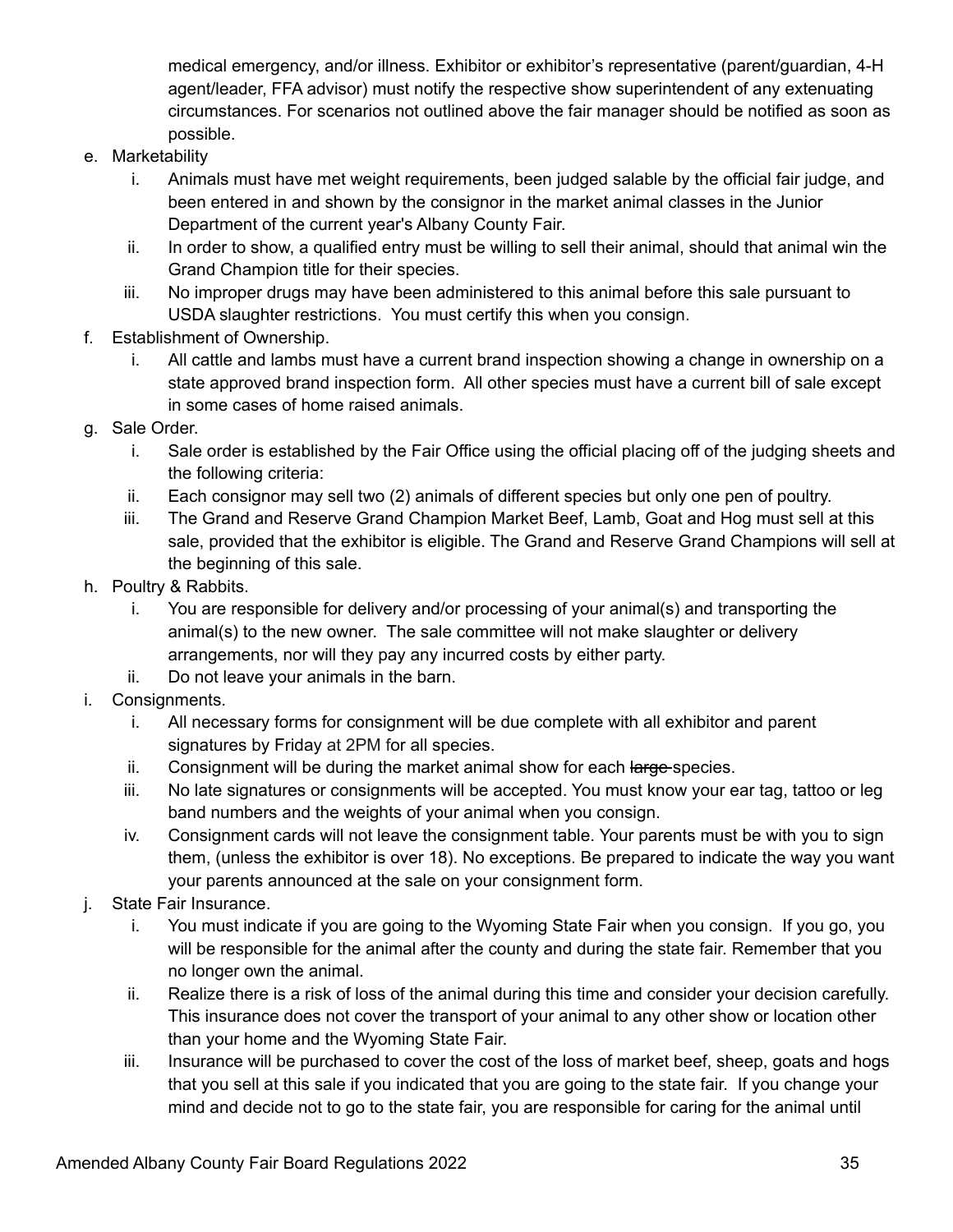medical emergency, and/or illness. Exhibitor or exhibitor's representative (parent/guardian, 4-H agent/leader, FFA advisor) must notify the respective show superintendent of any extenuating circumstances. For scenarios not outlined above the fair manager should be notified as soon as possible.

e. Marketability
   i. Animals must have met weight requirements, been judged salable by the official fair judge, and been entered in and shown by the consignor in the market animal classes in the Junior Department of the current year's Albany County Fair.
   ii. In order to show, a qualified entry must be willing to sell their animal, should that animal win the Grand Champion title for their species.
   iii. No improper drugs may have been administered to this animal before this sale pursuant to USDA slaughter restrictions. You must certify this when you consign.
f. Establishment of Ownership.
   i. All cattle and lambs must have a current brand inspection showing a change in ownership on a state approved brand inspection form. All other species must have a current bill of sale except in some cases of home raised animals.
g. Sale Order.
   i. Sale order is established by the Fair Office using the official placing off of the judging sheets and the following criteria:
   ii. Each consignor may sell two (2) animals of different species but only one pen of poultry.
   iii. The Grand and Reserve Grand Champion Market Beef, Lamb, Goat and Hog must sell at this sale, provided that the exhibitor is eligible. The Grand and Reserve Grand Champions will sell at the beginning of this sale.
h. Poultry & Rabbits.
   i. You are responsible for delivery and/or processing of your animal(s) and transporting the animal(s) to the new owner. The sale committee will not make slaughter or delivery arrangements, nor will they pay any incurred costs by either party.
   ii. Do not leave your animals in the barn.
i. Consignments.
   i. All necessary forms for consignment will be due complete with all exhibitor and parent signatures by Friday at 2PM for all species.
   ii. Consignment will be during the market animal show for each ~~large~~ species.
   iii. No late signatures or consignments will be accepted. You must know your ear tag, tattoo or leg band numbers and the weights of your animal when you consign.
   iv. Consignment cards will not leave the consignment table. Your parents must be with you to sign them, (unless the exhibitor is over 18). No exceptions. Be prepared to indicate the way you want your parents announced at the sale on your consignment form.
j. State Fair Insurance.
   i. You must indicate if you are going to the Wyoming State Fair when you consign. If you go, you will be responsible for the animal after the county and during the state fair. Remember that you no longer own the animal.
   ii. Realize there is a risk of loss of the animal during this time and consider your decision carefully. This insurance does not cover the transport of your animal to any other show or location other than your home and the Wyoming State Fair.
   iii. Insurance will be purchased to cover the cost of the loss of market beef, sheep, goats and hogs that you sell at this sale if you indicated that you are going to the state fair. If you change your mind and decide not to go to the state fair, you are responsible for caring for the animal until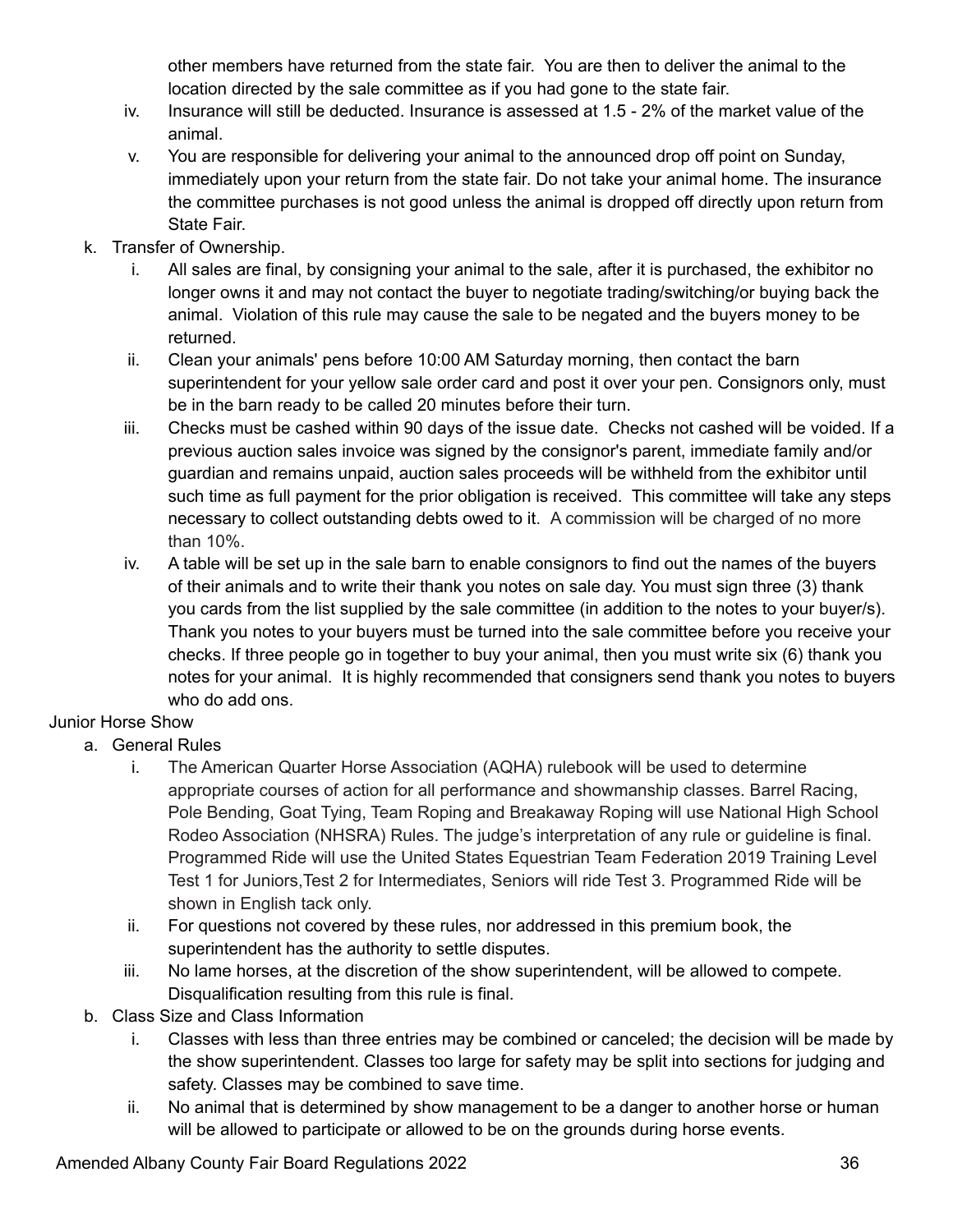other members have returned from the state fair. You are then to deliver the animal to the location directed by the sale committee as if you had gone to the state fair.

iv. Insurance will still be deducted. Insurance is assessed at 1.5 - 2% of the market value of the animal.

v. You are responsible for delivering your animal to the announced drop off point on Sunday, immediately upon your return from the state fair. Do not take your animal home. The insurance the committee purchases is not good unless the animal is dropped off directly upon return from State Fair.

k. Transfer of Ownership.

i. All sales are final, by consigning your animal to the sale, after it is purchased, the exhibitor no longer owns it and may not contact the buyer to negotiate trading/switching/or buying back the animal. Violation of this rule may cause the sale to be negated and the buyers money to be returned.

ii. Clean your animals' pens before 10:00 AM Saturday morning, then contact the barn superintendent for your yellow sale order card and post it over your pen. Consignors only, must be in the barn ready to be called 20 minutes before their turn.

iii. Checks must be cashed within 90 days of the issue date. Checks not cashed will be voided. If a previous auction sales invoice was signed by the consignor's parent, immediate family and/or guardian and remains unpaid, auction sales proceeds will be withheld from the exhibitor until such time as full payment for the prior obligation is received. This committee will take any steps necessary to collect outstanding debts owed to it. A commission will be charged of no more than 10%.

iv. A table will be set up in the sale barn to enable consignors to find out the names of the buyers of their animals and to write their thank you notes on sale day. You must sign three (3) thank you cards from the list supplied by the sale committee (in addition to the notes to your buyer/s). Thank you notes to your buyers must be turned into the sale committee before you receive your checks. If three people go in together to buy your animal, then you must write six (6) thank you notes for your animal. It is highly recommended that consigners send thank you notes to buyers who do add ons.

Junior Horse Show

a. General Rules

i. The American Quarter Horse Association (AQHA) rulebook will be used to determine appropriate courses of action for all performance and showmanship classes. Barrel Racing, Pole Bending, Goat Tying, Team Roping and Breakaway Roping will use National High School Rodeo Association (NHSRA) Rules. The judge's interpretation of any rule or guideline is final. Programmed Ride will use the United States Equestrian Team Federation 2019 Training Level Test 1 for Juniors,Test 2 for Intermediates, Seniors will ride Test 3. Programmed Ride will be shown in English tack only.

ii. For questions not covered by these rules, nor addressed in this premium book, the superintendent has the authority to settle disputes.

iii. No lame horses, at the discretion of the show superintendent, will be allowed to compete. Disqualification resulting from this rule is final.

b. Class Size and Class Information

i. Classes with less than three entries may be combined or canceled; the decision will be made by the show superintendent. Classes too large for safety may be split into sections for judging and safety. Classes may be combined to save time.

ii. No animal that is determined by show management to be a danger to another horse or human will be allowed to participate or allowed to be on the grounds during horse events.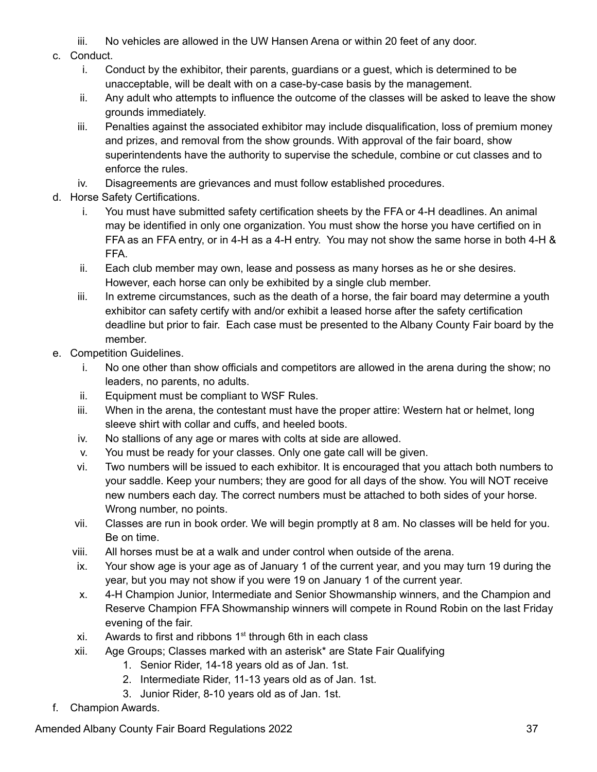iii. No vehicles are allowed in the UW Hansen Arena or within 20 feet of any door.

c. Conduct.
    i. Conduct by the exhibitor, their parents, guardians or a guest, which is determined to be unacceptable, will be dealt with on a case-by-case basis by the management.
    ii. Any adult who attempts to influence the outcome of the classes will be asked to leave the show grounds immediately.
    iii. Penalties against the associated exhibitor may include disqualification, loss of premium money and prizes, and removal from the show grounds. With approval of the fair board, show superintendents have the authority to supervise the schedule, combine or cut classes and to enforce the rules.
    iv. Disagreements are grievances and must follow established procedures.

d. Horse Safety Certifications.
    i. You must have submitted safety certification sheets by the FFA or 4-H deadlines. An animal may be identified in only one organization. You must show the horse you have certified on in FFA as an FFA entry, or in 4-H as a 4-H entry. You may not show the same horse in both 4-H & FFA.
    ii. Each club member may own, lease and possess as many horses as he or she desires. However, each horse can only be exhibited by a single club member.
    iii. In extreme circumstances, such as the death of a horse, the fair board may determine a youth exhibitor can safety certify with and/or exhibit a leased horse after the safety certification deadline but prior to fair. Each case must be presented to the Albany County Fair board by the member.

e. Competition Guidelines.
    i. No one other than show officials and competitors are allowed in the arena during the show; no leaders, no parents, no adults.
    ii. Equipment must be compliant to WSF Rules.
    iii. When in the arena, the contestant must have the proper attire: Western hat or helmet, long sleeve shirt with collar and cuffs, and heeled boots.
    iv. No stallions of any age or mares with colts at side are allowed.
    v. You must be ready for your classes. Only one gate call will be given.
    vi. Two numbers will be issued to each exhibitor. It is encouraged that you attach both numbers to your saddle. Keep your numbers; they are good for all days of the show. You will NOT receive new numbers each day. The correct numbers must be attached to both sides of your horse. Wrong number, no points.
    vii. Classes are run in book order. We will begin promptly at 8 am. No classes will be held for you. Be on time.
    viii. All horses must be at a walk and under control when outside of the arena.
    ix. Your show age is your age as of January 1 of the current year, and you may turn 19 during the year, but you may not show if you were 19 on January 1 of the current year.
    x. 4-H Champion Junior, Intermediate and Senior Showmanship winners, and the Champion and Reserve Champion FFA Showmanship winners will compete in Round Robin on the last Friday evening of the fair.
    xi. Awards to first and ribbons 1st through 6th in each class
    xii. Age Groups; Classes marked with an asterisk* are State Fair Qualifying
        1. Senior Rider, 14-18 years old as of Jan. 1st.
        2. Intermediate Rider, 11-13 years old as of Jan. 1st.
        3. Junior Rider, 8-10 years old as of Jan. 1st.

f. Champion Awards.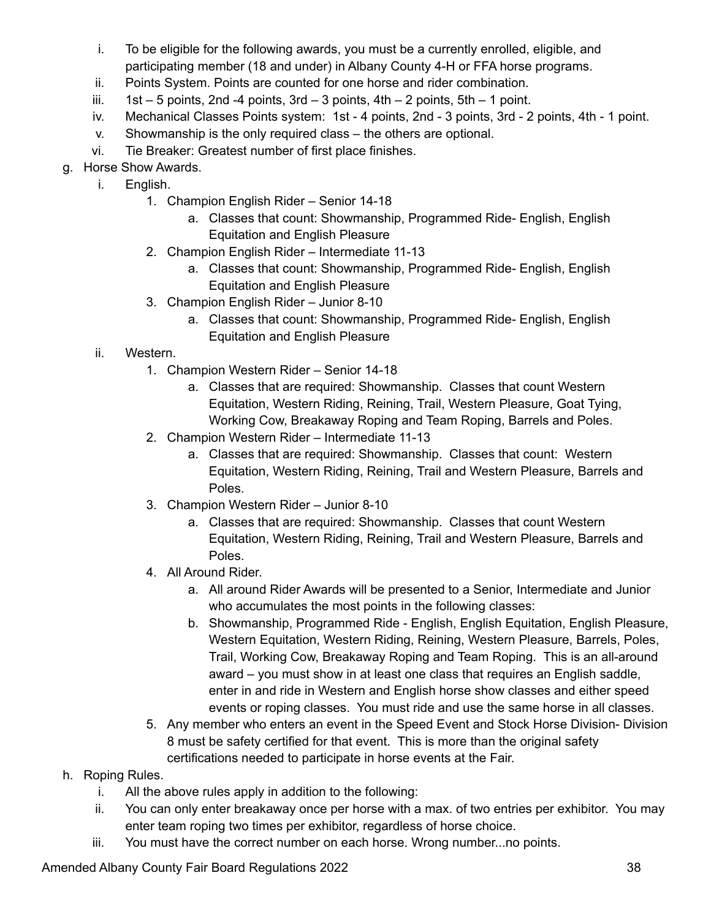i. To be eligible for the following awards, you must be a currently enrolled, eligible, and participating member (18 and under) in Albany County 4-H or FFA horse programs.
ii. Points System. Points are counted for one horse and rider combination.
iii. 1st – 5 points, 2nd -4 points, 3rd – 3 points, 4th – 2 points, 5th – 1 point.
iv. Mechanical Classes Points system: 1st - 4 points, 2nd - 3 points, 3rd - 2 points, 4th - 1 point.
v. Showmanship is the only required class – the others are optional.
vi. Tie Breaker: Greatest number of first place finishes.

g. Horse Show Awards.
   i. English.
      1. Champion English Rider – Senior 14-18
         a. Classes that count: Showmanship, Programmed Ride- English, English Equitation and English Pleasure
      2. Champion English Rider – Intermediate 11-13
         a. Classes that count: Showmanship, Programmed Ride- English, English Equitation and English Pleasure
      3. Champion English Rider – Junior 8-10
         a. Classes that count: Showmanship, Programmed Ride- English, English Equitation and English Pleasure
   ii. Western.
      1. Champion Western Rider – Senior 14-18
         a. Classes that are required: Showmanship. Classes that count Western Equitation, Western Riding, Reining, Trail, Western Pleasure, Goat Tying, Working Cow, Breakaway Roping and Team Roping, Barrels and Poles.
      2. Champion Western Rider – Intermediate 11-13
         a. Classes that are required: Showmanship. Classes that count: Western Equitation, Western Riding, Reining, Trail and Western Pleasure, Barrels and Poles.
      3. Champion Western Rider – Junior 8-10
         a. Classes that are required: Showmanship. Classes that count Western Equitation, Western Riding, Reining, Trail and Western Pleasure, Barrels and Poles.
      4. All Around Rider.
         a. All around Rider Awards will be presented to a Senior, Intermediate and Junior who accumulates the most points in the following classes:
         b. Showmanship, Programmed Ride - English, English Equitation, English Pleasure, Western Equitation, Western Riding, Reining, Western Pleasure, Barrels, Poles, Trail, Working Cow, Breakaway Roping and Team Roping. This is an all-around award – you must show in at least one class that requires an English saddle, enter in and ride in Western and English horse show classes and either speed events or roping classes. You must ride and use the same horse in all classes.
      5. Any member who enters an event in the Speed Event and Stock Horse Division- Division 8 must be safety certified for that event. This is more than the original safety certifications needed to participate in horse events at the Fair.

h. Roping Rules.
   i. All the above rules apply in addition to the following:
   ii. You can only enter breakaway once per horse with a max. of two entries per exhibitor. You may enter team roping two times per exhibitor, regardless of horse choice.
   iii. You must have the correct number on each horse. Wrong number...no points.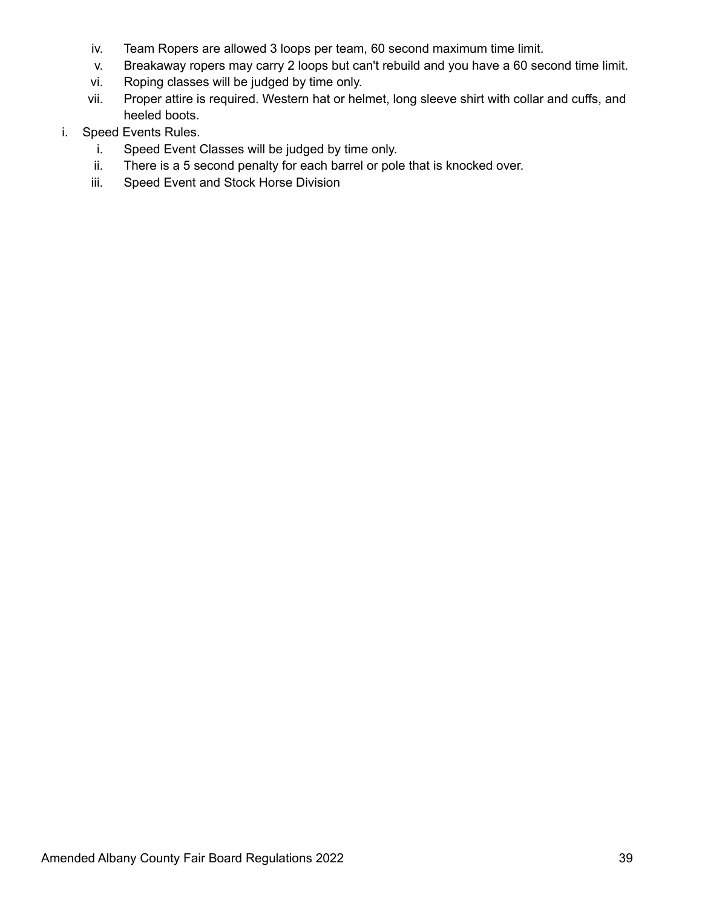iv. Team Ropers are allowed 3 loops per team, 60 second maximum time limit.
    v. Breakaway ropers may carry 2 loops but can't rebuild and you have a 60 second time limit.
    vi. Roping classes will be judged by time only.
    vii. Proper attire is required. Western hat or helmet, long sleeve shirt with collar and cuffs, and heeled boots.

i. Speed Events Rules.
    i. Speed Event Classes will be judged by time only.
    ii. There is a 5 second penalty for each barrel or pole that is knocked over.
    iii. Speed Event and Stock Horse Division